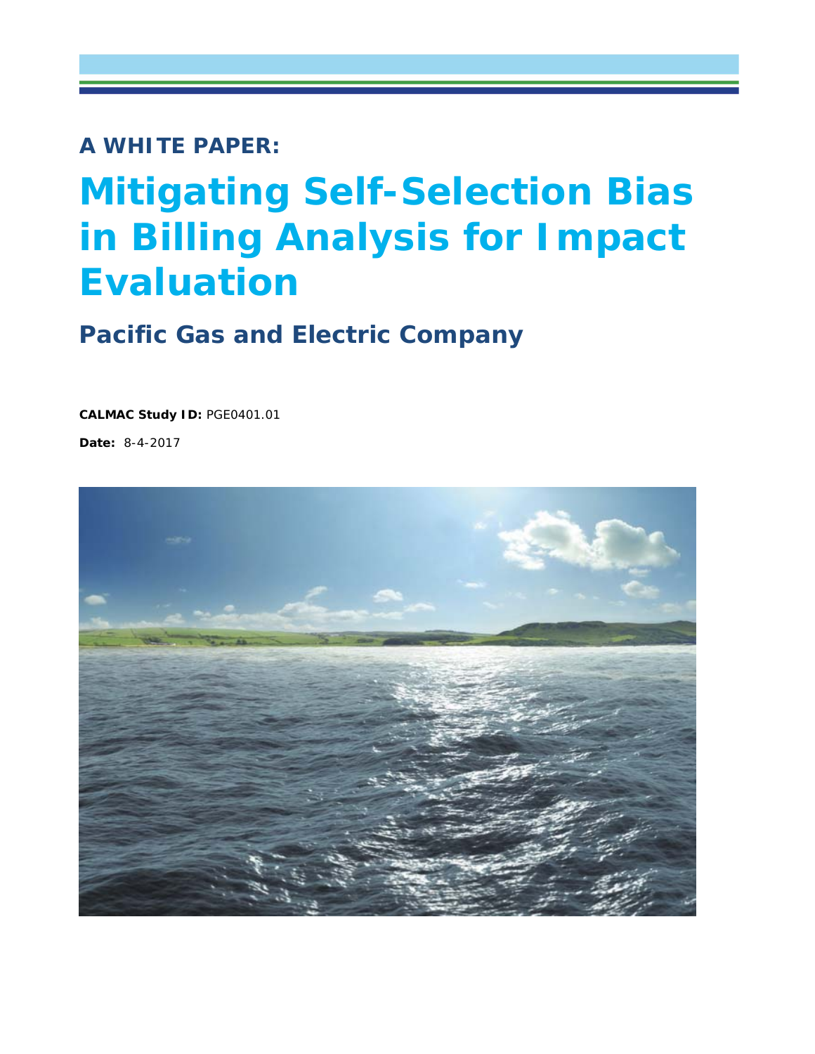A WHITE PAPER:

# Mitigating Self-Selection Bias in Billing Analysis for Impact Evaluation

## Pacific Gas and Electric Company

**CALMAC Study ID:** PGE0401.01

**Date:** 8-4-2017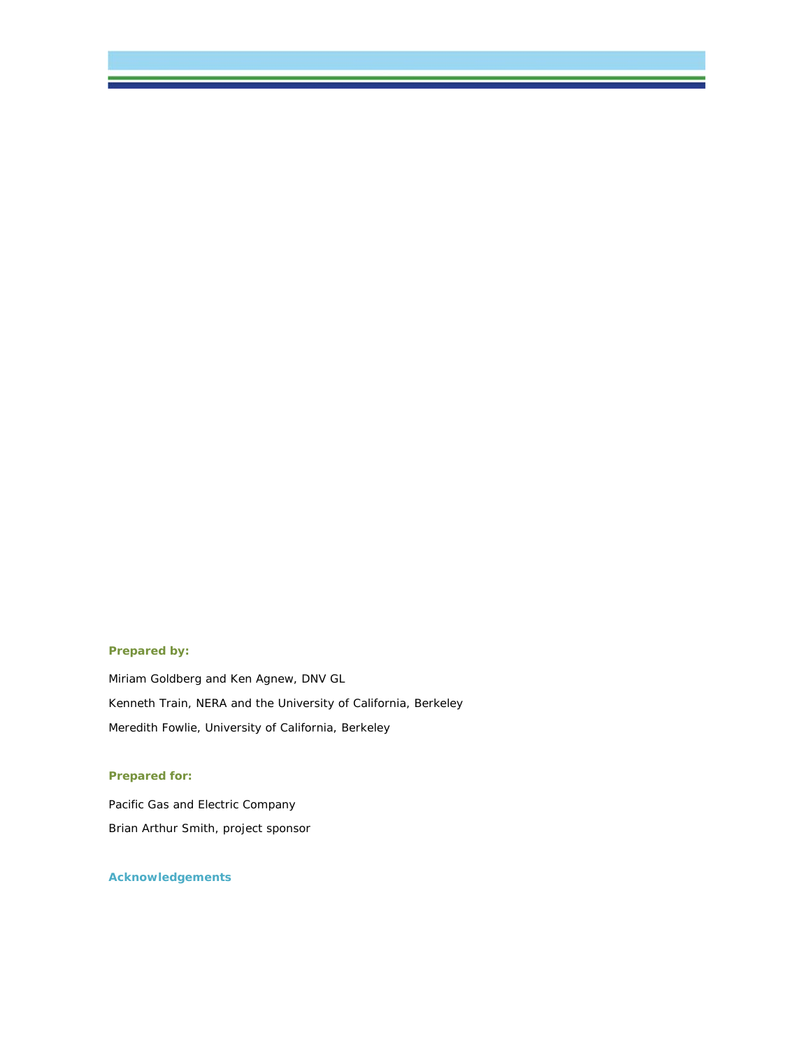**Prepared by:**

Miriam Goldberg and Ken Agnew, DNV GL

Kenneth Train, NERA and the University of California, Berkeley

Meredith Fowlie, University of California, Berkeley

**Prepared for:**

Pacific Gas and Electric Company

Brian Arthur Smith, project sponsor

**Acknowledgements**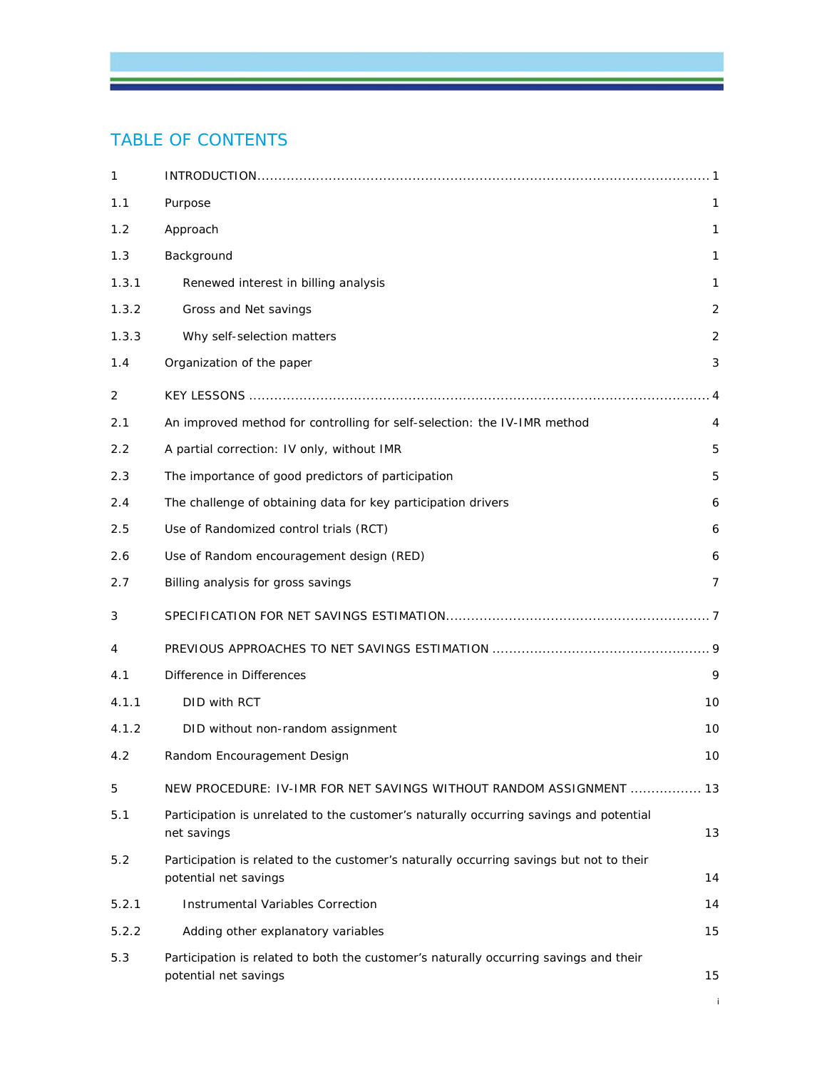# TABLE OF CONTENTS

| | | |
|---|---|---|
| 1 | INTRODUCTION | 1 |
| 1.1 | Purpose | 1 |
| 1.2 | Approach | 1 |
| 1.3 | Background | 1 |
| 1.3.1 | Renewed interest in billing analysis | 1 |
| 1.3.2 | Gross and Net savings | 2 |
| 1.3.3 | Why self-selection matters | 2 |
| 1.4 | Organization of the paper | 3 |
| 2 | KEY LESSONS | 4 |
| 2.1 | An improved method for controlling for self-selection: the IV-IMR method | 4 |
| 2.2 | A partial correction: IV only, without IMR | 5 |
| 2.3 | The importance of good predictors of participation | 5 |
| 2.4 | The challenge of obtaining data for key participation drivers | 6 |
| 2.5 | Use of Randomized control trials (RCT) | 6 |
| 2.6 | Use of Random encouragement design (RED) | 6 |
| 2.7 | Billing analysis for gross savings | 7 |
| 3 | SPECIFICATION FOR NET SAVINGS ESTIMATION | 7 |
| 4 | PREVIOUS APPROACHES TO NET SAVINGS ESTIMATION | 9 |
| 4.1 | Difference in Differences | 9 |
| 4.1.1 | DID with RCT | 10 |
| 4.1.2 | DID without non-random assignment | 10 |
| 4.2 | Random Encouragement Design | 10 |
| 5 | NEW PROCEDURE: IV-IMR FOR NET SAVINGS WITHOUT RANDOM ASSIGNMENT | 13 |
| 5.1 | Participation is unrelated to the customer's naturally occurring savings and potential net savings | 13 |
| 5.2 | Participation is related to the customer's naturally occurring savings but not to their potential net savings | 14 |
| 5.2.1 | Instrumental Variables Correction | 14 |
| 5.2.2 | Adding other explanatory variables | 15 |
| 5.3 | Participation is related to both the customer's naturally occurring savings and their potential net savings | 15 |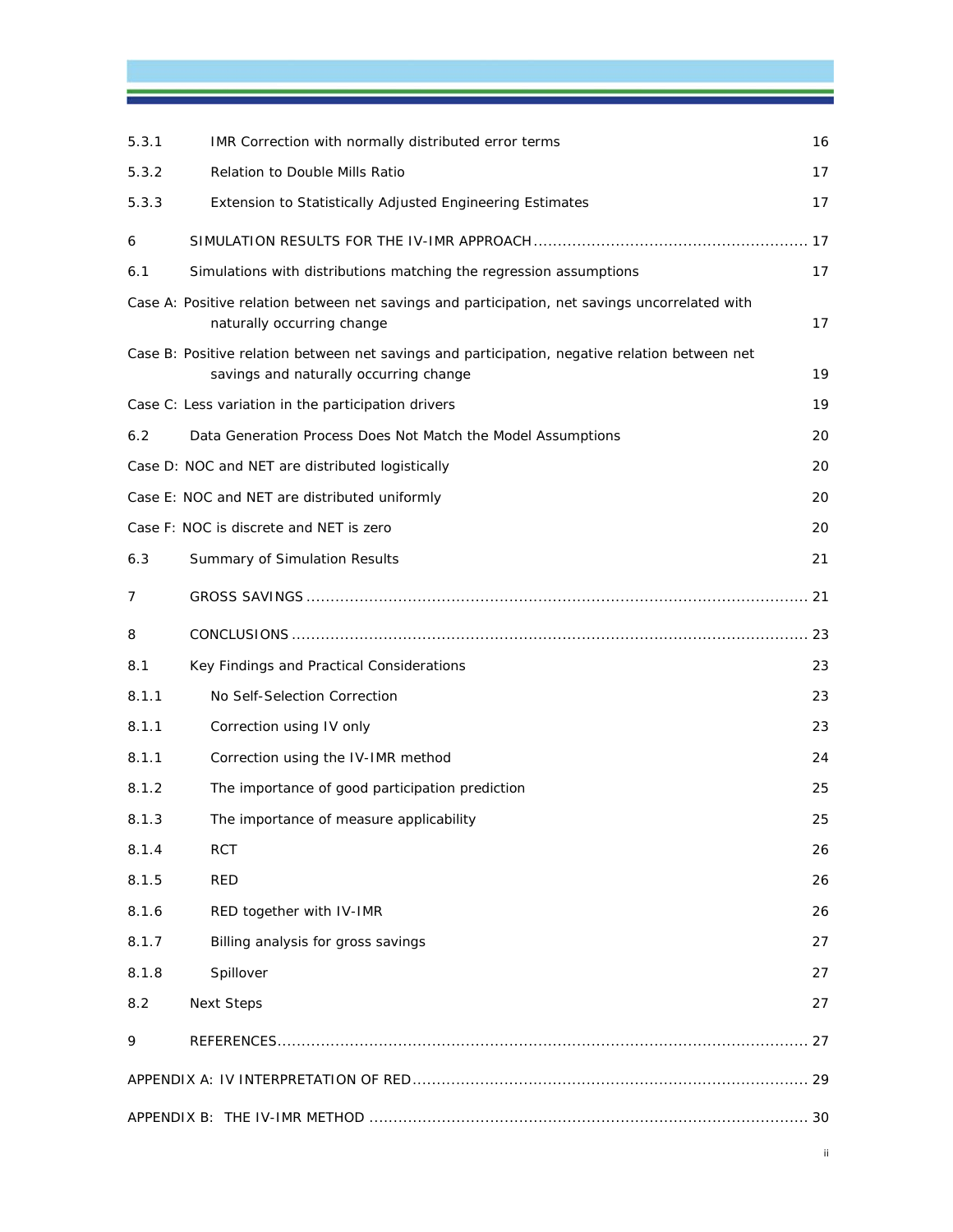| | | |
|---|---|---|
| 5.3.1 | IMR Correction with normally distributed error terms | 16 |
| 5.3.2 | Relation to Double Mills Ratio | 17 |
| 5.3.3 | Extension to Statistically Adjusted Engineering Estimates | 17 |
| 6 | SIMULATION RESULTS FOR THE IV-IMR APPROACH | 17 |
| 6.1 | Simulations with distributions matching the regression assumptions | 17 |
| Case A: | Positive relation between net savings and participation, net savings uncorrelated with naturally occurring change | 17 |
| Case B: | Positive relation between net savings and participation, negative relation between net savings and naturally occurring change | 19 |
| Case C: | Less variation in the participation drivers | 19 |
| 6.2 | Data Generation Process Does Not Match the Model Assumptions | 20 |
| Case D: | NOC and NET are distributed logistically | 20 |
| Case E: | NOC and NET are distributed uniformly | 20 |
| Case F: | NOC is discrete and NET is zero | 20 |
| 6.3 | Summary of Simulation Results | 21 |
| 7 | GROSS SAVINGS | 21 |
| 8 | CONCLUSIONS | 23 |
| 8.1 | Key Findings and Practical Considerations | 23 |
| 8.1.1 | No Self-Selection Correction | 23 |
| 8.1.1 | Correction using IV only | 23 |
| 8.1.1 | Correction using the IV-IMR method | 24 |
| 8.1.2 | The importance of good participation prediction | 25 |
| 8.1.3 | The importance of measure applicability | 25 |
| 8.1.4 | RCT | 26 |
| 8.1.5 | RED | 26 |
| 8.1.6 | RED together with IV-IMR | 26 |
| 8.1.7 | Billing analysis for gross savings | 27 |
| 8.1.8 | Spillover | 27 |
| 8.2 | Next Steps | 27 |
| 9 | REFERENCES | 27 |
| APPENDIX A: | IV INTERPRETATION OF RED | 29 |
| APPENDIX B: | THE IV-IMR METHOD | 30 |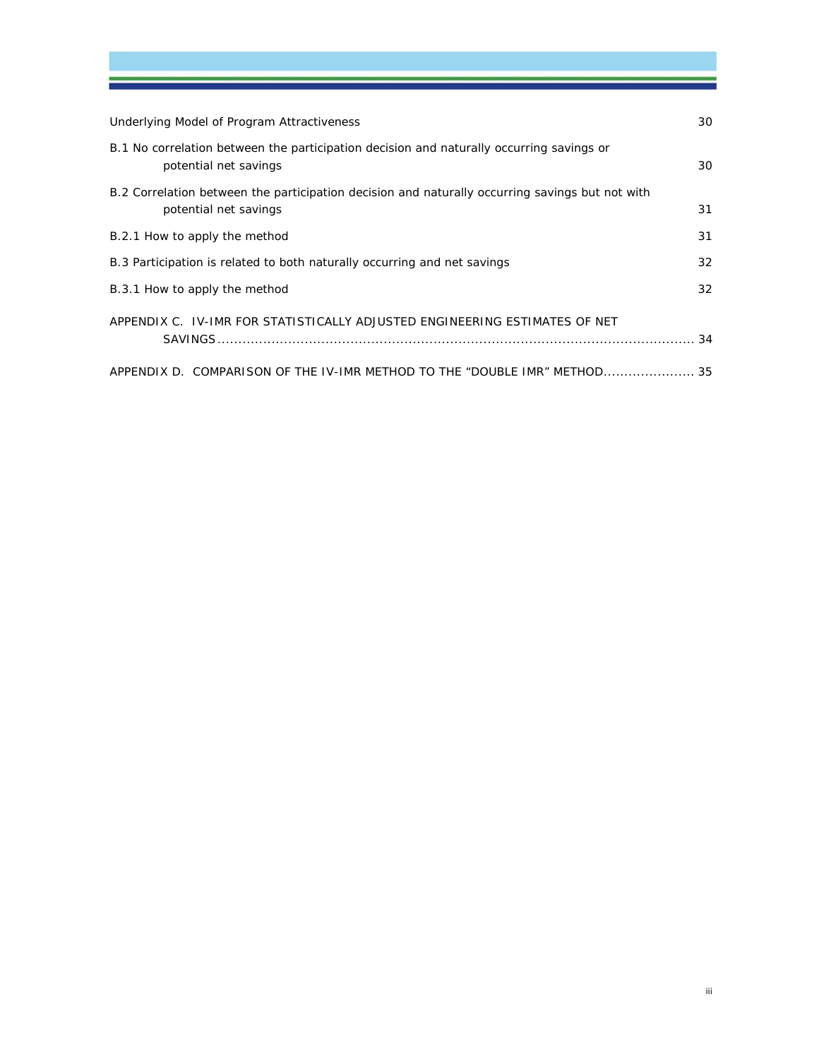Underlying Model of Program Attractiveness 30

B.1 No correlation between the participation decision and naturally occurring savings or potential net savings 30

B.2 Correlation between the participation decision and naturally occurring savings but not with potential net savings 31

B.2.1 How to apply the method 31

B.3 Participation is related to both naturally occurring and net savings 32

B.3.1 How to apply the method 32

APPENDIX C. IV-IMR FOR STATISTICALLY ADJUSTED ENGINEERING ESTIMATES OF NET SAVINGS ..... 34

APPENDIX D. COMPARISON OF THE IV-IMR METHOD TO THE “DOUBLE IMR” METHOD ..... 35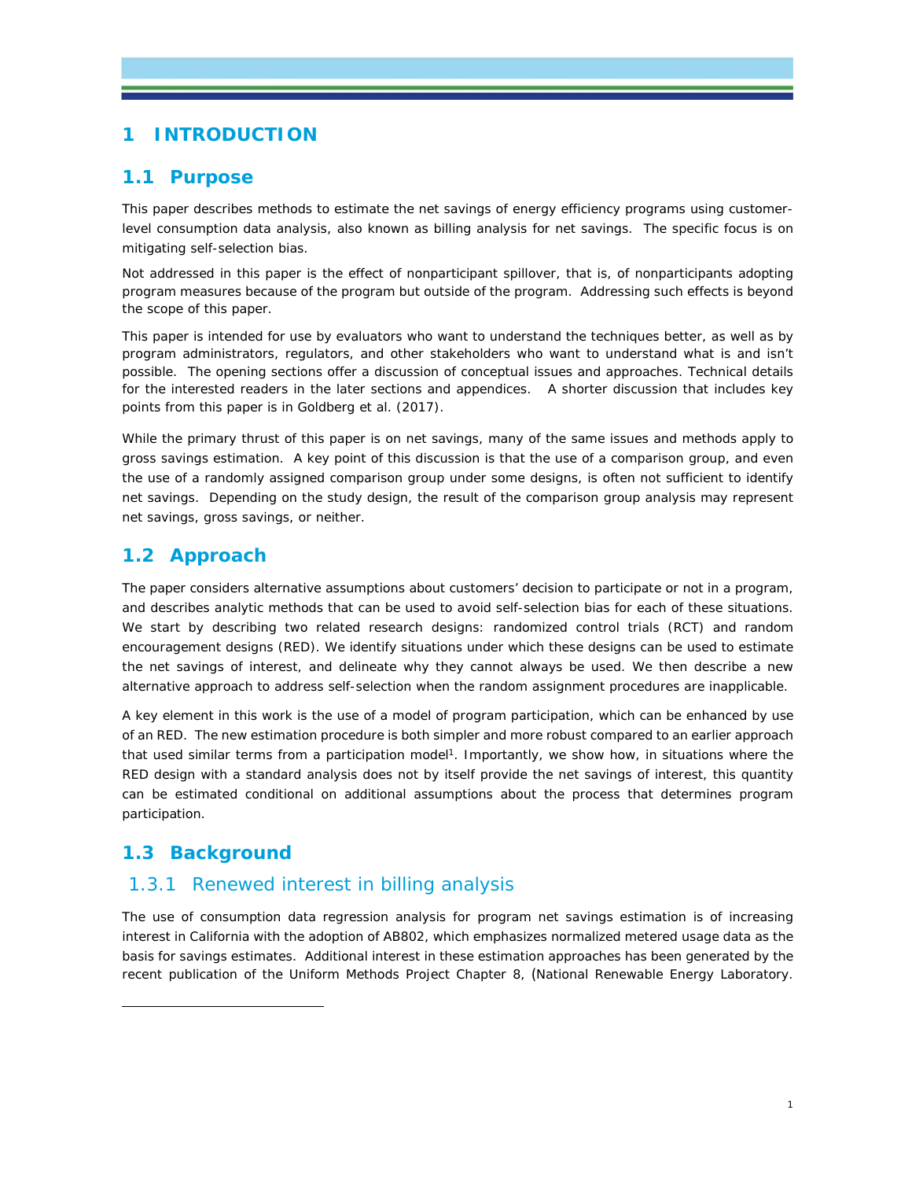# 1 INTRODUCTION

## 1.1 Purpose

This paper describes methods to estimate the net savings of energy efficiency programs using customer-level consumption data analysis, also known as billing analysis for net savings. The specific focus is on mitigating self-selection bias.

Not addressed in this paper is the effect of nonparticipant spillover, that is, of nonparticipants adopting program measures because of the program but outside of the program. Addressing such effects is beyond the scope of this paper.

This paper is intended for use by evaluators who want to understand the techniques better, as well as by program administrators, regulators, and other stakeholders who want to understand what is and isn't possible. The opening sections offer a discussion of conceptual issues and approaches. Technical details for the interested readers in the later sections and appendices. A shorter discussion that includes key points from this paper is in Goldberg et al. (2017).

While the primary thrust of this paper is on net savings, many of the same issues and methods apply to gross savings estimation. A key point of this discussion is that the use of a comparison group, and even the use of a randomly assigned comparison group under some designs, is often not sufficient to identify net savings. Depending on the study design, the result of the comparison group analysis may represent net savings, gross savings, or neither.

## 1.2 Approach

The paper considers alternative assumptions about customers' decision to participate or not in a program, and describes analytic methods that can be used to avoid self-selection bias for each of these situations. We start by describing two related research designs: randomized control trials (RCT) and random encouragement designs (RED). We identify situations under which these designs can be used to estimate the net savings of interest, and delineate why they cannot always be used. We then describe a new alternative approach to address self-selection when the random assignment procedures are inapplicable.

A key element in this work is the use of a model of program participation, which can be enhanced by use of an RED. The new estimation procedure is both simpler and more robust compared to an earlier approach that used similar terms from a participation model[1]. Importantly, we show how, in situations where the RED design with a standard analysis does not by itself provide the net savings of interest, this quantity can be estimated conditional on additional assumptions about the process that determines program participation.

## 1.3 Background

### 1.3.1 Renewed interest in billing analysis

The use of consumption data regression analysis for program net savings estimation is of increasing interest in California with the adoption of AB802, which emphasizes normalized metered usage data as the basis for savings estimates. Additional interest in these estimation approaches has been generated by the recent publication of the Uniform Methods Project Chapter 8, (National Renewable Energy Laboratory.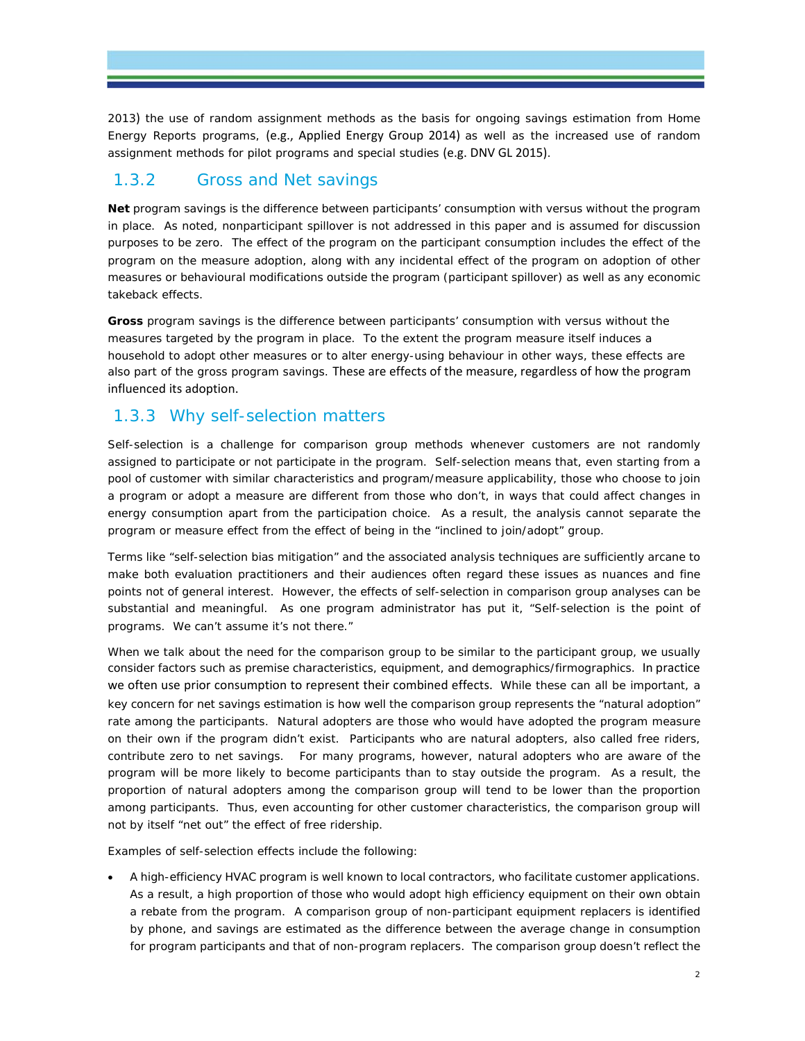2013) the use of random assignment methods as the basis for ongoing savings estimation from Home Energy Reports programs, (e.g., Applied Energy Group 2014) as well as the increased use of random assignment methods for pilot programs and special studies (e.g. DNV GL 2015).

### 1.3.2 Gross and Net savings

**Net** program savings is the difference between participants' consumption with versus without the program in place. As noted, nonparticipant spillover is not addressed in this paper and is assumed for discussion purposes to be zero. The effect of the program on the participant consumption includes the effect of the program on the measure adoption, along with any incidental effect of the program on adoption of other measures or behavioural modifications outside the program (participant spillover) as well as any economic takeback effects.

**Gross** program savings is the difference between participants' consumption with versus without the measures targeted by the program in place. To the extent the program measure itself induces a household to adopt other measures or to alter energy-using behaviour in other ways, these effects are also part of the gross program savings. These are effects of the measure, regardless of how the program influenced its adoption.

### 1.3.3 Why self-selection matters

Self-selection is a challenge for comparison group methods whenever customers are not randomly assigned to participate or not participate in the program. Self-selection means that, even starting from a pool of customer with similar characteristics and program/measure applicability, those who choose to join a program or adopt a measure are different from those who don't, in ways that could affect changes in energy consumption apart from the participation choice. As a result, the analysis cannot separate the program or measure effect from the effect of being in the "inclined to join/adopt" group.

Terms like "self-selection bias mitigation" and the associated analysis techniques are sufficiently arcane to make both evaluation practitioners and their audiences often regard these issues as nuances and fine points not of general interest. However, the effects of self-selection in comparison group analyses can be substantial and meaningful. As one program administrator has put it, "Self-selection is the point of programs. We can't assume it's not there."

When we talk about the need for the comparison group to be similar to the participant group, we usually consider factors such as premise characteristics, equipment, and demographics/firmographics. In practice we often use prior consumption to represent their combined effects. While these can all be important, a key concern for net savings estimation is how well the comparison group represents the "natural adoption" rate among the participants. Natural adopters are those who would have adopted the program measure on their own if the program didn't exist. Participants who are natural adopters, also called free riders, contribute zero to net savings. For many programs, however, natural adopters who are aware of the program will be more likely to become participants than to stay outside the program. As a result, the proportion of natural adopters among the comparison group will tend to be lower than the proportion among participants. Thus, even accounting for other customer characteristics, the comparison group will not by itself "net out" the effect of free ridership.

Examples of self-selection effects include the following:

- A high-efficiency HVAC program is well known to local contractors, who facilitate customer applications. As a result, a high proportion of those who would adopt high efficiency equipment on their own obtain a rebate from the program. A comparison group of non-participant equipment replacers is identified by phone, and savings are estimated as the difference between the average change in consumption for program participants and that of non-program replacers. The comparison group doesn't reflect the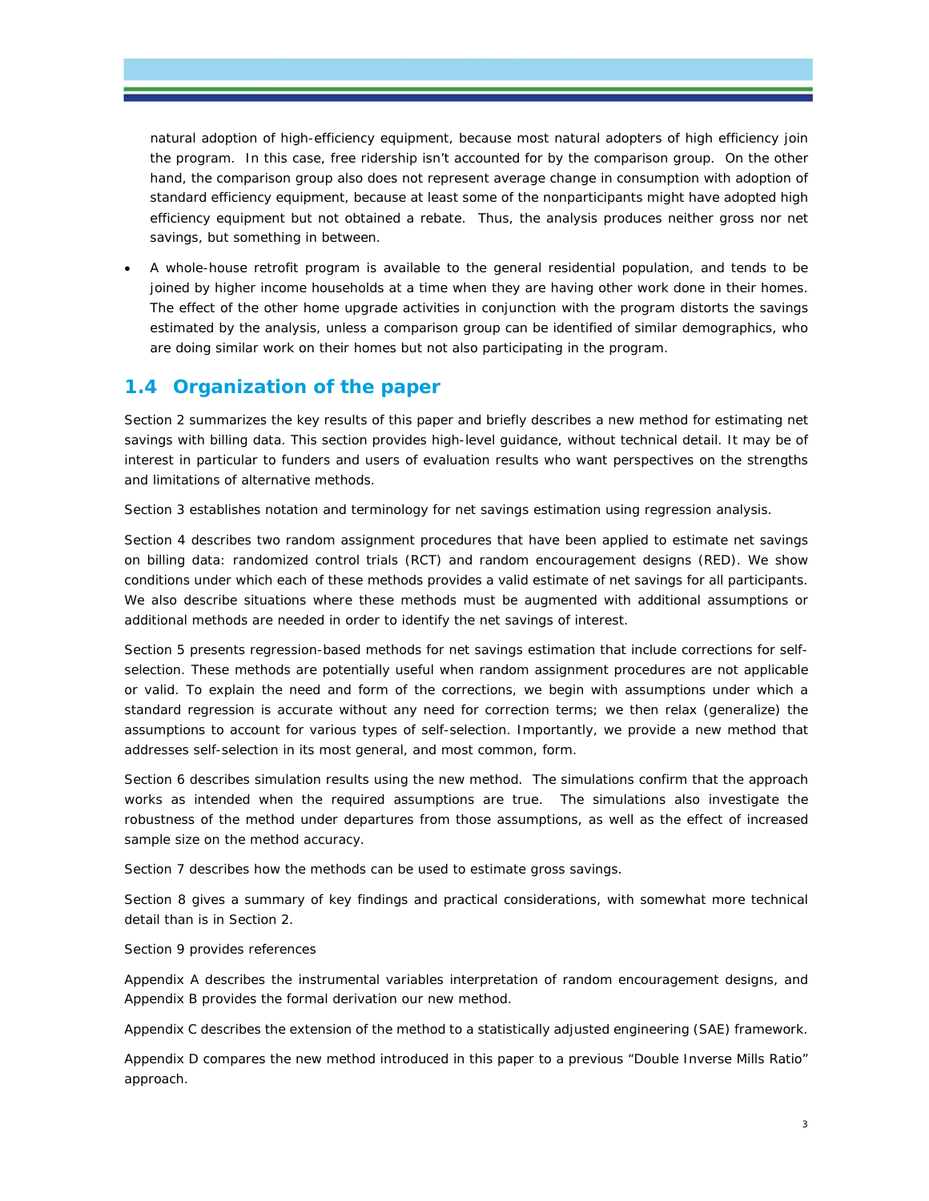natural adoption of high-efficiency equipment, because most natural adopters of high efficiency join the program. In this case, free ridership isn't accounted for by the comparison group. On the other hand, the comparison group also does not represent average change in consumption with adoption of standard efficiency equipment, because at least some of the nonparticipants might have adopted high efficiency equipment but not obtained a rebate. Thus, the analysis produces neither gross nor net savings, but something in between.

- A whole-house retrofit program is available to the general residential population, and tends to be joined by higher income households at a time when they are having other work done in their homes. The effect of the other home upgrade activities in conjunction with the program distorts the savings estimated by the analysis, unless a comparison group can be identified of similar demographics, who are doing similar work on their homes but not also participating in the program.

## 1.4 Organization of the paper

Section 2 summarizes the key results of this paper and briefly describes a new method for estimating net savings with billing data. This section provides high-level guidance, without technical detail. It may be of interest in particular to funders and users of evaluation results who want perspectives on the strengths and limitations of alternative methods.

Section 3 establishes notation and terminology for net savings estimation using regression analysis.

Section 4 describes two random assignment procedures that have been applied to estimate net savings on billing data: randomized control trials (RCT) and random encouragement designs (RED). We show conditions under which each of these methods provides a valid estimate of net savings for all participants. We also describe situations where these methods must be augmented with additional assumptions or additional methods are needed in order to identify the net savings of interest.

Section 5 presents regression-based methods for net savings estimation that include corrections for self-selection. These methods are potentially useful when random assignment procedures are not applicable or valid. To explain the need and form of the corrections, we begin with assumptions under which a standard regression is accurate without any need for correction terms; we then relax (generalize) the assumptions to account for various types of self-selection. Importantly, we provide a new method that addresses self-selection in its most general, and most common, form.

Section 6 describes simulation results using the new method. The simulations confirm that the approach works as intended when the required assumptions are true. The simulations also investigate the robustness of the method under departures from those assumptions, as well as the effect of increased sample size on the method accuracy.

Section 7 describes how the methods can be used to estimate gross savings.

Section 8 gives a summary of key findings and practical considerations, with somewhat more technical detail than is in Section 2.

Section 9 provides references

Appendix A describes the instrumental variables interpretation of random encouragement designs, and Appendix B provides the formal derivation our new method.

Appendix C describes the extension of the method to a statistically adjusted engineering (SAE) framework.

Appendix D compares the new method introduced in this paper to a previous "Double Inverse Mills Ratio" approach.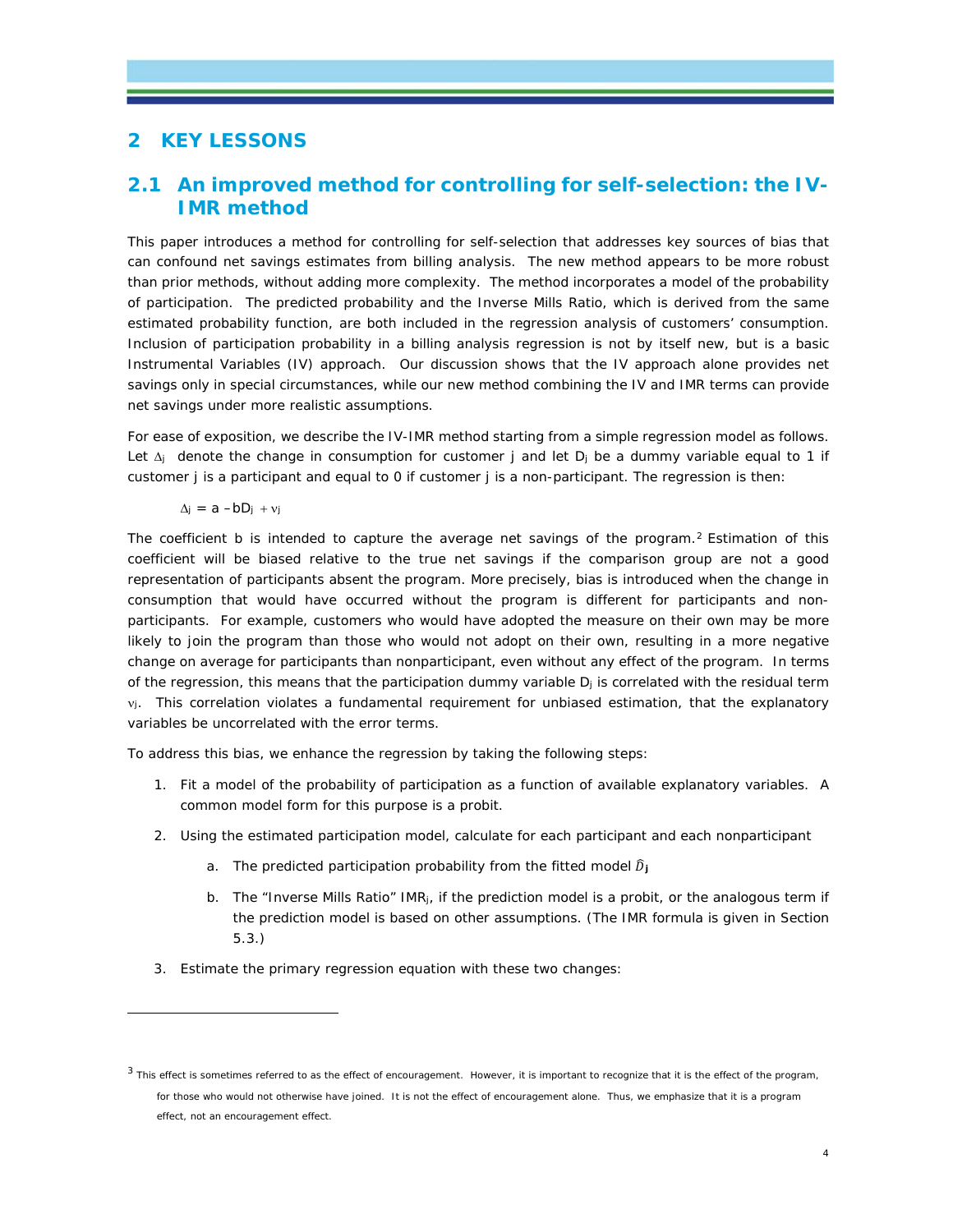# 2 KEY LESSONS

## 2.1 An improved method for controlling for self-selection: the IV-IMR method

This paper introduces a method for controlling for self-selection that addresses key sources of bias that can confound net savings estimates from billing analysis. The new method appears to be more robust than prior methods, without adding more complexity. The method incorporates a model of the probability of participation. The predicted probability and the Inverse Mills Ratio, which is derived from the same estimated probability function, are both included in the regression analysis of customers' consumption. Inclusion of participation probability in a billing analysis regression is not by itself new, but is a basic Instrumental Variables (IV) approach. Our discussion shows that the IV approach alone provides net savings only in special circumstances, while our new method combining the IV and IMR terms can provide net savings under more realistic assumptions.

For ease of exposition, we describe the IV-IMR method starting from a simple regression model as follows. Let $\Delta_j$ denote the change in consumption for customer j and let $D_j$ be a dummy variable equal to 1 if customer j is a participant and equal to 0 if customer j is a non-participant. The regression is then:

$$\Delta_j = a - bD_j + \nu_j$$

The coefficient b is intended to capture the average net savings of the program.[2] Estimation of this coefficient will be biased relative to the true net savings if the comparison group are not a good representation of participants absent the program. More precisely, bias is introduced when the change in consumption that would have occurred without the program is different for participants and non-participants. For example, customers who would have adopted the measure on their own may be more likely to join the program than those who would not adopt on their own, resulting in a more negative change on average for participants than nonparticipant, even without any effect of the program. In terms of the regression, this means that the participation dummy variable $D_j$ is correlated with the residual term $\nu_j$. This correlation violates a fundamental requirement for unbiased estimation, that the explanatory variables be uncorrelated with the error terms.

To address this bias, we enhance the regression by taking the following steps:

1. Fit a model of the probability of participation as a function of available explanatory variables. A common model form for this purpose is a probit.
2. Using the estimated participation model, calculate for each participant and each nonparticipant
   a. The predicted participation probability from the fitted model $\widehat{D}_j$
   b. The "Inverse Mills Ratio" $IMR_j$, if the prediction model is a probit, or the analogous term if the prediction model is based on other assumptions. (The IMR formula is given in Section 5.3.)
3. Estimate the primary regression equation with these two changes:

[3] This effect is sometimes referred to as the effect of encouragement. However, it is important to recognize that it is the effect of the program, for those who would not otherwise have joined. It is not the effect of encouragement alone. Thus, we emphasize that it is a program effect, not an encouragement effect.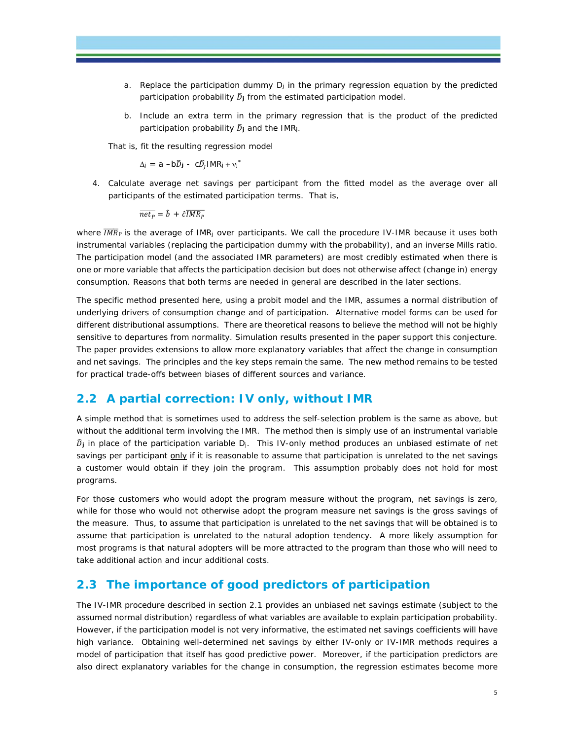a. Replace the participation dummy $D_j$ in the primary regression equation by the predicted participation probability $\hat{D}_j$ from the estimated participation model.

b. Include an extra term in the primary regression that is the product of the predicted participation probability $\hat{D}_j$ and the $IMR_j$.

That is, fit the resulting regression model

$$\Delta_j = a - b\hat{D}_j - c\hat{D}_j IMR_j + \nu_j^*$$

4. Calculate average net savings per participant from the fitted model as the average over all participants of the estimated participation terms. That is,

$$\overline{net_P} = \hat{b} + \hat{c}\overline{IMR_P}$$

where $\overline{IMR}_P$ is the average of $IMR_j$ over participants. We call the procedure IV-IMR because it uses both instrumental variables (replacing the participation dummy with the probability), and an inverse Mills ratio. The participation model (and the associated IMR parameters) are most credibly estimated when there is one or more variable that affects the participation decision but does not otherwise affect (change in) energy consumption. Reasons that both terms are needed in general are described in the later sections.

The specific method presented here, using a probit model and the IMR, assumes a normal distribution of underlying drivers of consumption change and of participation. Alternative model forms can be used for different distributional assumptions. There are theoretical reasons to believe the method will not be highly sensitive to departures from normality. Simulation results presented in the paper support this conjecture. The paper provides extensions to allow more explanatory variables that affect the change in consumption and net savings. The principles and the key steps remain the same. The new method remains to be tested for practical trade-offs between biases of different sources and variance.

## 2.2 A partial correction: IV only, without IMR

A simple method that is sometimes used to address the self-selection problem is the same as above, but without the additional term involving the IMR. The method then is simply use of an instrumental variable $\hat{D}_j$ in place of the participation variable $D_j$. This IV-only method produces an unbiased estimate of net savings per participant only if it is reasonable to assume that participation is unrelated to the net savings a customer would obtain if they join the program. This assumption probably does not hold for most programs.

For those customers who would adopt the program measure without the program, net savings is zero, while for those who would not otherwise adopt the program measure net savings is the gross savings of the measure. Thus, to assume that participation is unrelated to the net savings that will be obtained is to assume that participation is unrelated to the natural adoption tendency. A more likely assumption for most programs is that natural adopters will be more attracted to the program than those who will need to take additional action and incur additional costs.

## 2.3 The importance of good predictors of participation

The IV-IMR procedure described in section 2.1 provides an unbiased net savings estimate (subject to the assumed normal distribution) regardless of what variables are available to explain participation probability. However, if the participation model is not very informative, the estimated net savings coefficients will have high variance. Obtaining well-determined net savings by either IV-only or IV-IMR methods requires a model of participation that itself has good predictive power. Moreover, if the participation predictors are also direct explanatory variables for the change in consumption, the regression estimates become more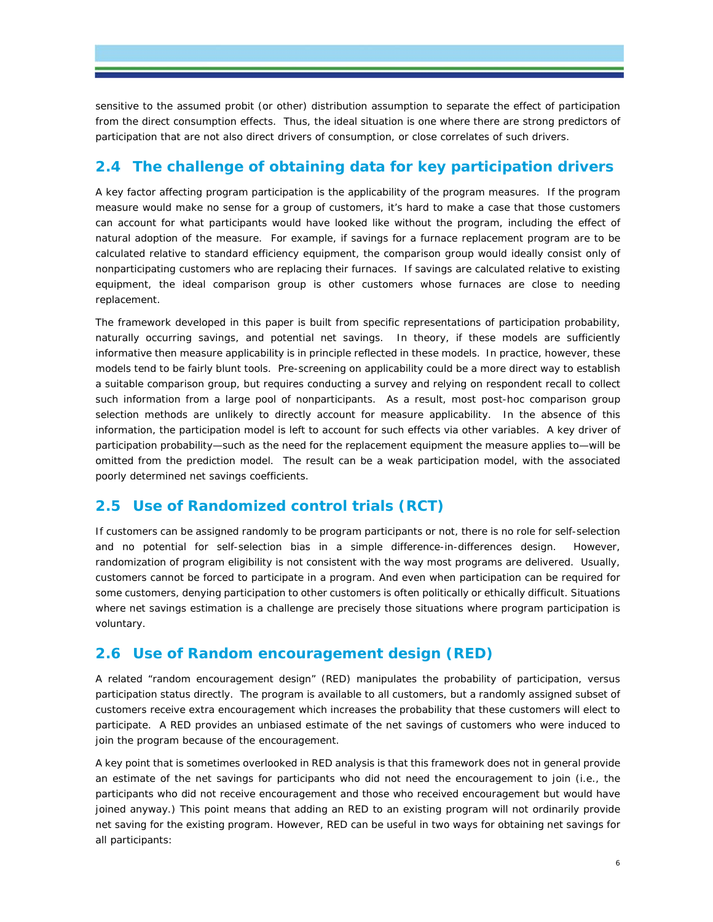sensitive to the assumed probit (or other) distribution assumption to separate the effect of participation from the direct consumption effects. Thus, the ideal situation is one where there are strong predictors of participation that are not also direct drivers of consumption, or close correlates of such drivers.

## 2.4 The challenge of obtaining data for key participation drivers

A key factor affecting program participation is the applicability of the program measures. If the program measure would make no sense for a group of customers, it's hard to make a case that those customers can account for what participants would have looked like without the program, including the effect of natural adoption of the measure. For example, if savings for a furnace replacement program are to be calculated relative to standard efficiency equipment, the comparison group would ideally consist only of nonparticipating customers who are replacing their furnaces. If savings are calculated relative to existing equipment, the ideal comparison group is other customers whose furnaces are close to needing replacement.

The framework developed in this paper is built from specific representations of participation probability, naturally occurring savings, and potential net savings. In theory, if these models are sufficiently informative then measure applicability is in principle reflected in these models. In practice, however, these models tend to be fairly blunt tools. Pre-screening on applicability could be a more direct way to establish a suitable comparison group, but requires conducting a survey and relying on respondent recall to collect such information from a large pool of nonparticipants. As a result, most post-hoc comparison group selection methods are unlikely to directly account for measure applicability. In the absence of this information, the participation model is left to account for such effects via other variables. A key driver of participation probability—such as the need for the replacement equipment the measure applies to—will be omitted from the prediction model. The result can be a weak participation model, with the associated poorly determined net savings coefficients.

## 2.5 Use of Randomized control trials (RCT)

If customers can be assigned randomly to be program participants or not, there is no role for self-selection and no potential for self-selection bias in a simple difference-in-differences design. However, randomization of program eligibility is not consistent with the way most programs are delivered. Usually, customers cannot be forced to participate in a program. And even when participation can be required for some customers, denying participation to other customers is often politically or ethically difficult. Situations where net savings estimation is a challenge are precisely those situations where program participation is voluntary.

## 2.6 Use of Random encouragement design (RED)

A related "random encouragement design" (RED) manipulates the probability of participation, versus participation status directly. The program is available to all customers, but a randomly assigned subset of customers receive extra encouragement which increases the probability that these customers will elect to participate. A RED provides an unbiased estimate of the net savings of customers who were induced to join the program because of the encouragement.

A key point that is sometimes overlooked in RED analysis is that this framework does not in general provide an estimate of the net savings for participants who did not need the encouragement to join (i.e., the participants who did not receive encouragement and those who received encouragement but would have joined anyway.) This point means that adding an RED to an existing program will not ordinarily provide net saving for the existing program. However, RED can be useful in two ways for obtaining net savings for all participants: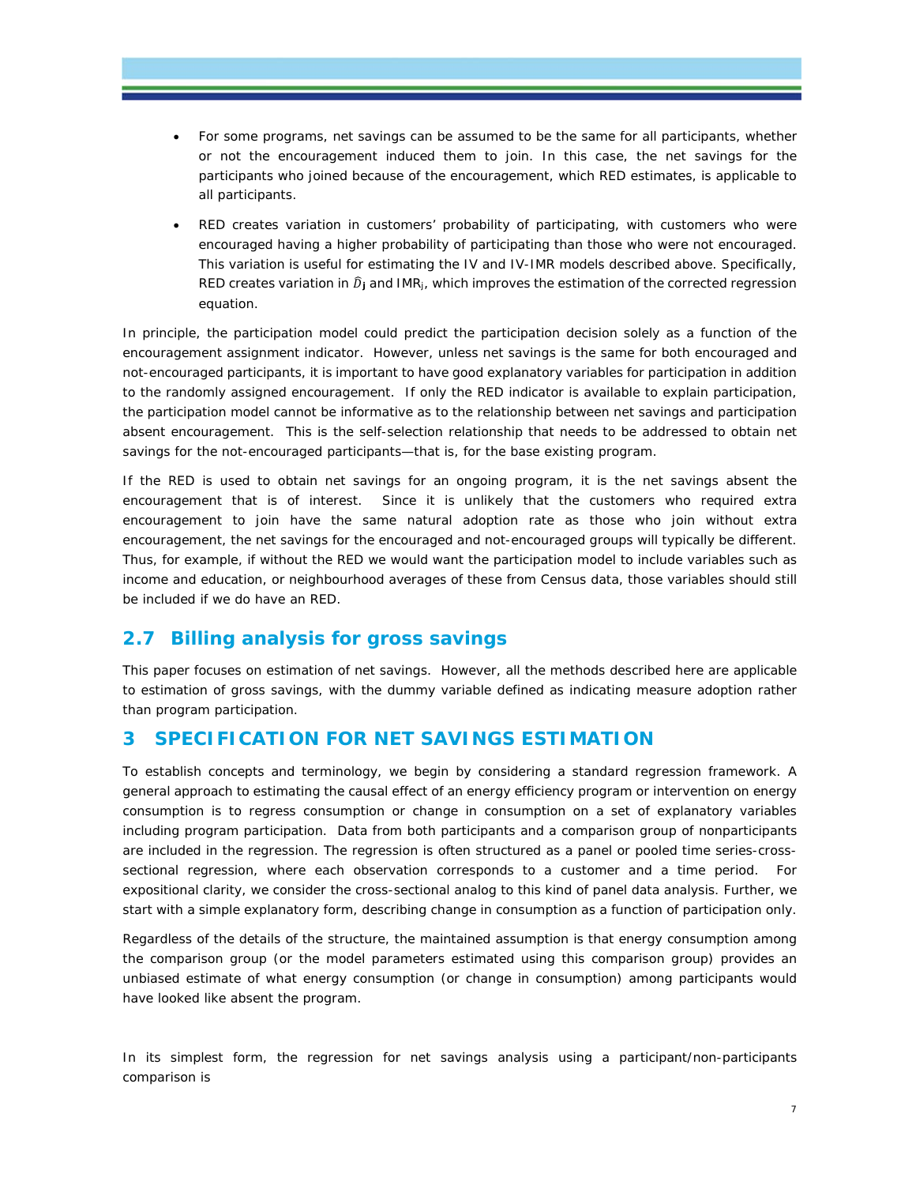- For some programs, net savings can be assumed to be the same for all participants, whether or not the encouragement induced them to join. In this case, the net savings for the participants who joined because of the encouragement, which RED estimates, is applicable to all participants.
- RED creates variation in customers' probability of participating, with customers who were encouraged having a higher probability of participating than those who were not encouraged. This variation is useful for estimating the IV and IV-IMR models described above. Specifically, RED creates variation in $\hat{D}_j$ and $IMR_j$, which improves the estimation of the corrected regression equation.

In principle, the participation model could predict the participation decision solely as a function of the encouragement assignment indicator. However, unless net savings is the same for both encouraged and not-encouraged participants, it is important to have good explanatory variables for participation in addition to the randomly assigned encouragement. If only the RED indicator is available to explain participation, the participation model cannot be informative as to the relationship between net savings and participation absent encouragement. This is the self-selection relationship that needs to be addressed to obtain net savings for the not-encouraged participants—that is, for the base existing program.

If the RED is used to obtain net savings for an ongoing program, it is the net savings absent the encouragement that is of interest. Since it is unlikely that the customers who required extra encouragement to join have the same natural adoption rate as those who join without extra encouragement, the net savings for the encouraged and not-encouraged groups will typically be different. Thus, for example, if without the RED we would want the participation model to include variables such as income and education, or neighbourhood averages of these from Census data, those variables should still be included if we do have an RED.

## 2.7 Billing analysis for gross savings

This paper focuses on estimation of net savings. However, all the methods described here are applicable to estimation of gross savings, with the dummy variable defined as indicating measure adoption rather than program participation.

# 3 SPECIFICATION FOR NET SAVINGS ESTIMATION

To establish concepts and terminology, we begin by considering a standard regression framework. A general approach to estimating the causal effect of an energy efficiency program or intervention on energy consumption is to regress consumption or change in consumption on a set of explanatory variables including program participation. Data from both participants and a comparison group of nonparticipants are included in the regression. The regression is often structured as a panel or pooled time series-cross-sectional regression, where each observation corresponds to a customer and a time period. For expositional clarity, we consider the cross-sectional analog to this kind of panel data analysis. Further, we start with a simple explanatory form, describing change in consumption as a function of participation only.

Regardless of the details of the structure, the maintained assumption is that energy consumption among the comparison group (or the model parameters estimated using this comparison group) provides an unbiased estimate of what energy consumption (or change in consumption) among participants would have looked like absent the program.

In its simplest form, the regression for net savings analysis using a participant/non-participants comparison is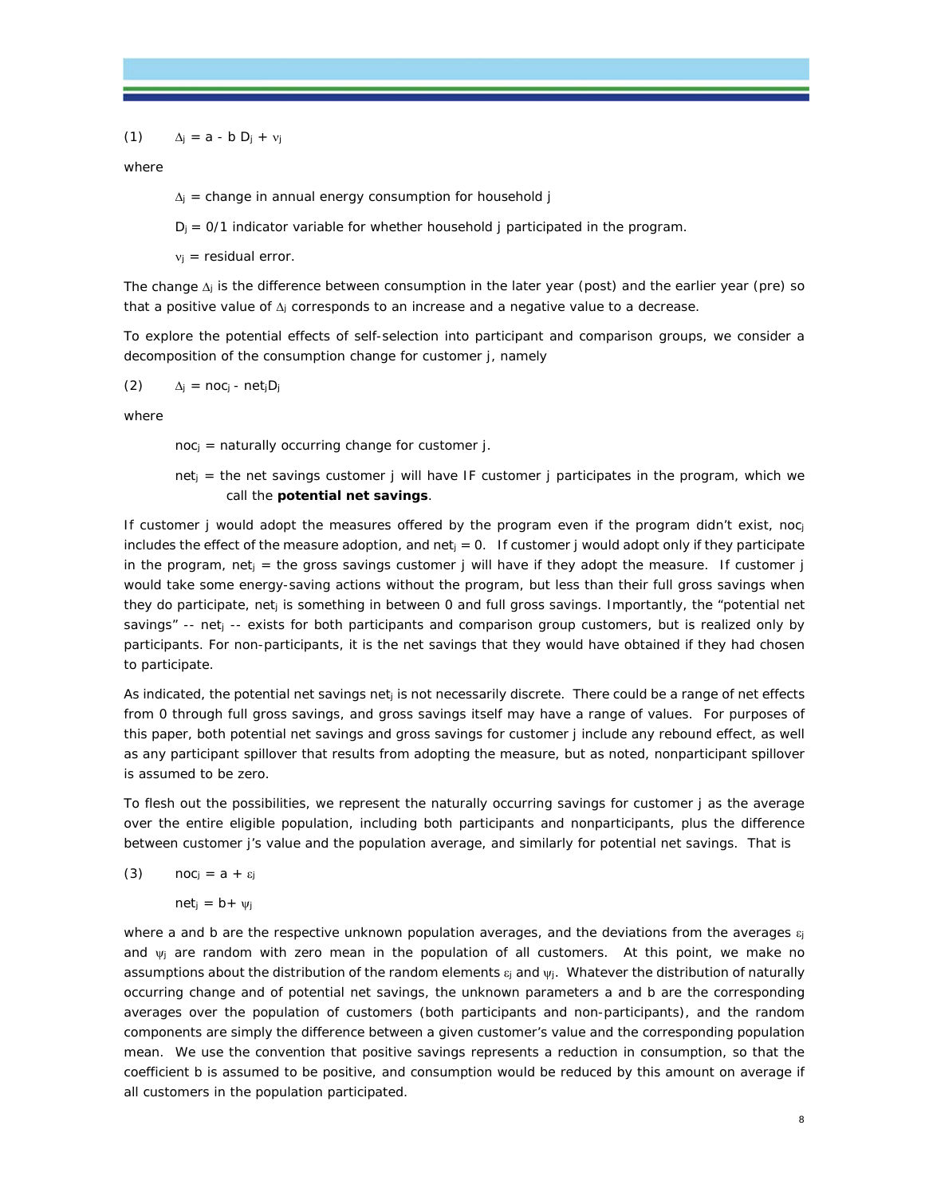(1) $\Delta_j = a - b\, D_j + \nu_j$

where

$\Delta_j$ = change in annual energy consumption for household j

$D_j$ = 0/1 indicator variable for whether household j participated in the program.

$\nu_j$ = residual error.

The change $\Delta_j$ is the difference between consumption in the later year (post) and the earlier year (pre) so that a positive value of $\Delta_j$ corresponds to an increase and a negative value to a decrease.

To explore the potential effects of self-selection into participant and comparison groups, we consider a decomposition of the consumption change for customer j, namely

(2) $\Delta_j = noc_j - net_j D_j$

where

$noc_j$ = naturally occurring change for customer j.

$net_j$ = the net savings customer j will have IF customer j participates in the program, which we call the **potential net savings**.

If customer j would adopt the measures offered by the program even if the program didn't exist, $noc_j$ includes the effect of the measure adoption, and $net_j = 0$. If customer j would adopt only if they participate in the program, $net_j$ = the gross savings customer j will have if they adopt the measure. If customer j would take some energy-saving actions without the program, but less than their full gross savings when they do participate, $net_j$ is something in between 0 and full gross savings. Importantly, the "potential net savings" -- $net_j$ -- exists for both participants and comparison group customers, but is realized only by participants. For non-participants, it is the net savings that they would have obtained if they had chosen to participate.

As indicated, the potential net savings $net_j$ is not necessarily discrete. There could be a range of net effects from 0 through full gross savings, and gross savings itself may have a range of values. For purposes of this paper, both potential net savings and gross savings for customer j include any rebound effect, as well as any participant spillover that results from adopting the measure, but as noted, nonparticipant spillover is assumed to be zero.

To flesh out the possibilities, we represent the naturally occurring savings for customer j as the average over the entire eligible population, including both participants and nonparticipants, plus the difference between customer j's value and the population average, and similarly for potential net savings. That is

(3) $noc_j = a + \varepsilon_j$

$net_j = b + \psi_j$

where a and b are the respective unknown population averages, and the deviations from the averages $\varepsilon_j$ and $\psi_j$ are random with zero mean in the population of all customers. At this point, we make no assumptions about the distribution of the random elements $\varepsilon_j$ and $\psi_j$. Whatever the distribution of naturally occurring change and of potential net savings, the unknown parameters a and b are the corresponding averages over the population of customers (both participants and non-participants), and the random components are simply the difference between a given customer's value and the corresponding population mean. We use the convention that positive savings represents a reduction in consumption, so that the coefficient b is assumed to be positive, and consumption would be reduced by this amount on average if all customers in the population participated.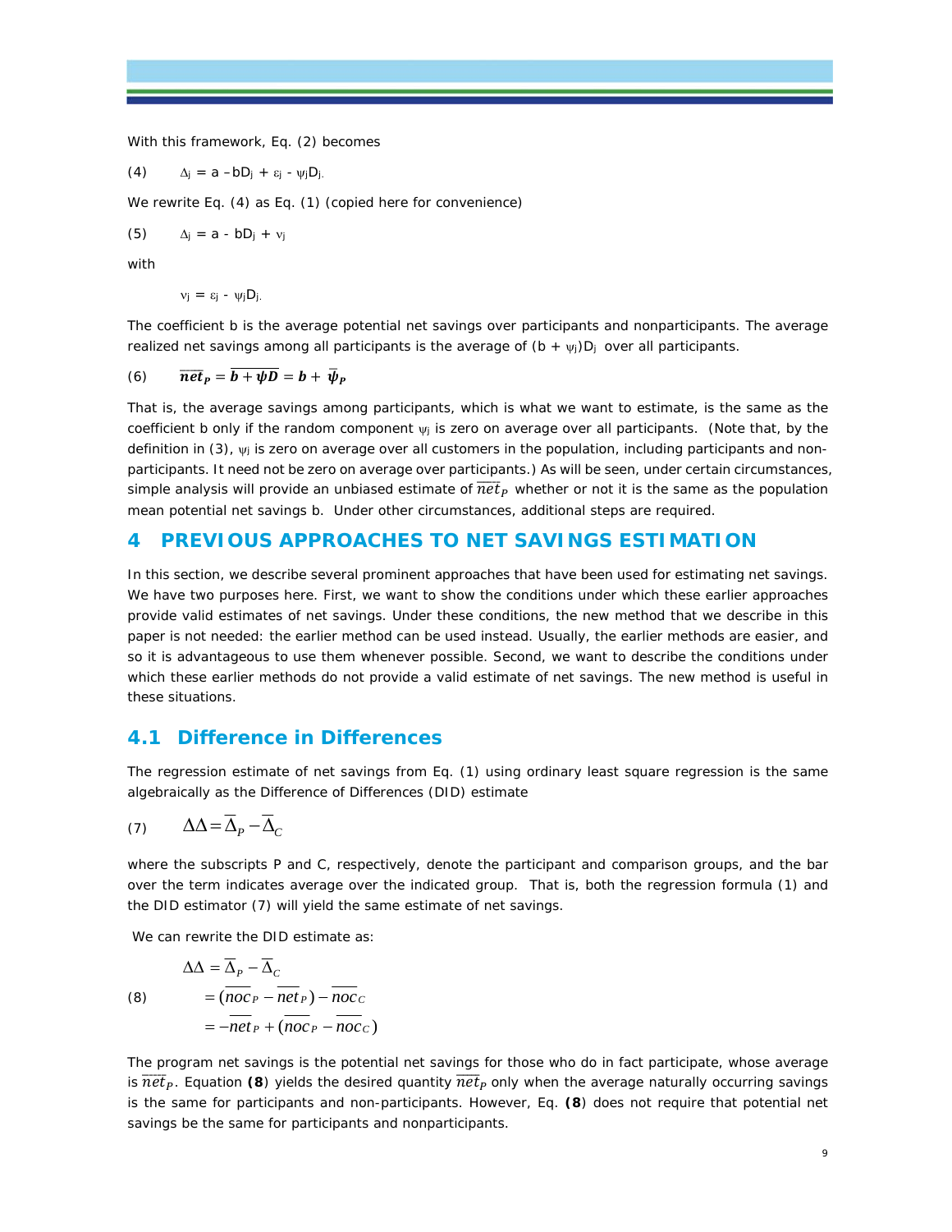With this framework, Eq. (2) becomes

(4) $\Delta_j = a - bD_j + \varepsilon_j - \psi_j D_j.$

We rewrite Eq. (4) as Eq. (1) (copied here for convenience)

(5) $\Delta_j = a - bD_j + \nu_j$

with

$$\nu_j = \varepsilon_j - \psi_j D_j.$$

The coefficient b is the average potential net savings over participants and nonparticipants. The average realized net savings among all participants is the average of $(b + \psi_j)D_j$ over all participants.

(6) $$\overline{net}_P = \overline{b + \psi D} = b + \bar{\psi}_P$$

That is, the average savings among participants, which is what we want to estimate, is the same as the coefficient b only if the random component $\psi_j$ is zero on average over all participants. (Note that, by the definition in (3), $\psi_j$ is zero on average over all customers in the population, including participants and non-participants. It need not be zero on average over participants.) As will be seen, under certain circumstances, simple analysis will provide an unbiased estimate of $\overline{net}_P$ whether or not it is the same as the population mean potential net savings b. Under other circumstances, additional steps are required.

# 4 PREVIOUS APPROACHES TO NET SAVINGS ESTIMATION

In this section, we describe several prominent approaches that have been used for estimating net savings. We have two purposes here. First, we want to show the conditions under which these earlier approaches provide valid estimates of net savings. Under these conditions, the new method that we describe in this paper is not needed: the earlier method can be used instead. Usually, the earlier methods are easier, and so it is advantageous to use them whenever possible. Second, we want to describe the conditions under which these earlier methods do not provide a valid estimate of net savings. The new method is useful in these situations.

## 4.1 Difference in Differences

The regression estimate of net savings from Eq. (1) using ordinary least square regression is the same algebraically as the Difference of Differences (DID) estimate

(7) $$\Delta\Delta = \overline{\Delta}_P - \overline{\Delta}_C$$

where the subscripts P and C, respectively, denote the participant and comparison groups, and the bar over the term indicates average over the indicated group. That is, both the regression formula (1) and the DID estimator (7) will yield the same estimate of net savings.

We can rewrite the DID estimate as:

(8) $$\begin{aligned}\Delta\Delta &= \overline{\Delta}_P - \overline{\Delta}_C \\ &= (\overline{noc}_P - \overline{net}_P) - \overline{noc}_C \\ &= -\overline{net}_P + (\overline{noc}_P - \overline{noc}_C)\end{aligned}$$

The program net savings is the potential net savings for those who do in fact participate, whose average is $\overline{net}_P$. Equation **(8)** yields the desired quantity $\overline{net}_P$ only when the average naturally occurring savings is the same for participants and non-participants. However, Eq. **(8)** does not require that potential net savings be the same for participants and nonparticipants.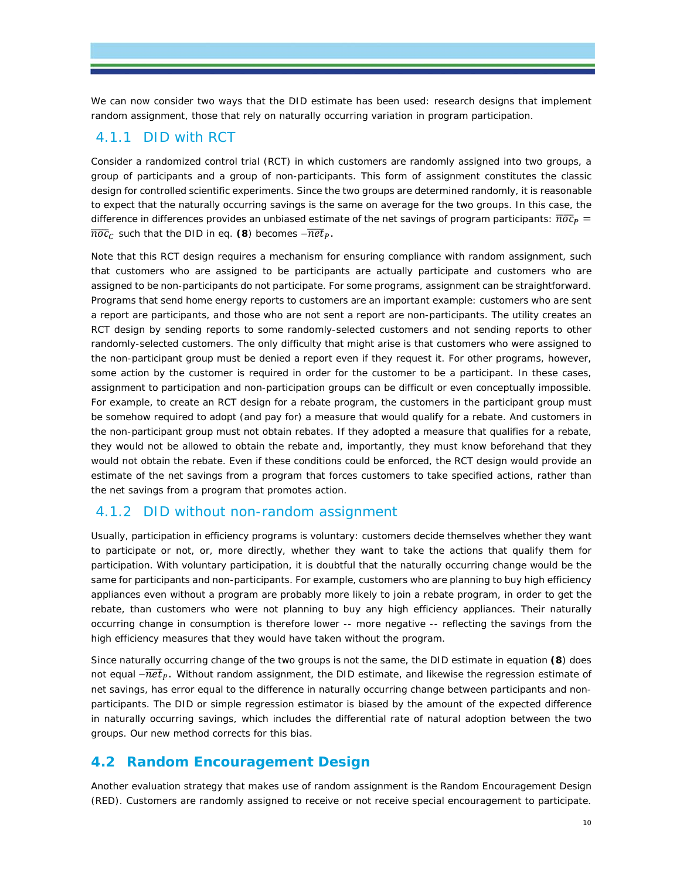We can now consider two ways that the DID estimate has been used: research designs that implement random assignment, those that rely on naturally occurring variation in program participation.

### 4.1.1 DID with RCT

Consider a randomized control trial (RCT) in which customers are randomly assigned into two groups, a group of participants and a group of non-participants. This form of assignment constitutes the classic design for controlled scientific experiments. Since the two groups are determined randomly, it is reasonable to expect that the naturally occurring savings is the same on average for the two groups. In this case, the difference in differences provides an unbiased estimate of the net savings of program participants: $\overline{noc}_P = \overline{noc}_C$ such that the DID in eq. **(8**) becomes $-\overline{net}_P$.

Note that this RCT design requires a mechanism for ensuring compliance with random assignment, such that customers who are assigned to be participants are actually participate and customers who are assigned to be non-participants do not participate. For some programs, assignment can be straightforward. Programs that send home energy reports to customers are an important example: customers who are sent a report are participants, and those who are not sent a report are non-participants. The utility creates an RCT design by sending reports to some randomly-selected customers and not sending reports to other randomly-selected customers. The only difficulty that might arise is that customers who were assigned to the non-participant group must be denied a report even if they request it. For other programs, however, some action by the customer is required in order for the customer to be a participant. In these cases, assignment to participation and non-participation groups can be difficult or even conceptually impossible. For example, to create an RCT design for a rebate program, the customers in the participant group must be somehow required to adopt (and pay for) a measure that would qualify for a rebate. And customers in the non-participant group must not obtain rebates. If they adopted a measure that qualifies for a rebate, they would not be allowed to obtain the rebate and, importantly, they must know beforehand that they would not obtain the rebate. Even if these conditions could be enforced, the RCT design would provide an estimate of the net savings from a program that forces customers to take specified actions, rather than the net savings from a program that promotes action.

### 4.1.2 DID without non-random assignment

Usually, participation in efficiency programs is voluntary: customers decide themselves whether they want to participate or not, or, more directly, whether they want to take the actions that qualify them for participation. With voluntary participation, it is doubtful that the naturally occurring change would be the same for participants and non-participants. For example, customers who are planning to buy high efficiency appliances even without a program are probably more likely to join a rebate program, in order to get the rebate, than customers who were not planning to buy any high efficiency appliances. Their naturally occurring change in consumption is therefore lower -- more negative -- reflecting the savings from the high efficiency measures that they would have taken without the program.

Since naturally occurring change of the two groups is not the same, the DID estimate in equation **(8**) does not equal $-\overline{net}_P$. Without random assignment, the DID estimate, and likewise the regression estimate of net savings, has error equal to the difference in naturally occurring change between participants and non-participants. The DID or simple regression estimator is biased by the amount of the expected difference in naturally occurring savings, which includes the differential rate of natural adoption between the two groups. Our new method corrects for this bias.

## 4.2 Random Encouragement Design

Another evaluation strategy that makes use of random assignment is the Random Encouragement Design (RED). Customers are randomly assigned to receive or not receive special encouragement to participate.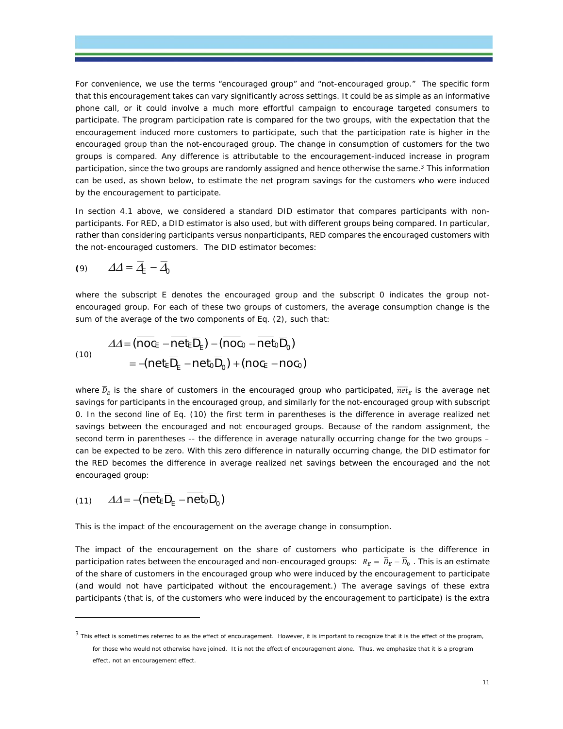For convenience, we use the terms "encouraged group" and "not-encouraged group." The specific form that this encouragement takes can vary significantly across settings. It could be as simple as an informative phone call, or it could involve a much more effortful campaign to encourage targeted consumers to participate. The program participation rate is compared for the two groups, with the expectation that the encouragement induced more customers to participate, such that the participation rate is higher in the encouraged group than the not-encouraged group. The change in consumption of customers for the two groups is compared. Any difference is attributable to the encouragement-induced increase in program participation, since the two groups are randomly assigned and hence otherwise the same.[3] This information can be used, as shown below, to estimate the net program savings for the customers who were induced by the encouragement to participate.

In section 4.1 above, we considered a standard DID estimator that compares participants with non-participants. For RED, a DID estimator is also used, but with different groups being compared. In particular, rather than considering participants versus nonparticipants, RED compares the encouraged customers with the not-encouraged customers. The DID estimator becomes:

$$\Delta\Delta = \overline{\Delta}_E - \overline{\Delta}_0 \tag{9}$$

where the subscript E denotes the encouraged group and the subscript 0 indicates the group not-encouraged group. For each of these two groups of customers, the average consumption change is the sum of the average of the two components of Eq. (2), such that:

$$\begin{aligned} \Delta\Delta &= (\overline{noc}_E - \overline{net}_E\overline{D}_E) - (\overline{noc}_0 - \overline{net}_0\overline{D}_0) \\ &= -(\overline{net}_E\overline{D}_E - \overline{net}_0\overline{D}_0) + (\overline{noc}_E - \overline{noc}_0) \end{aligned} \tag{10}$$

where $\overline{D}_E$ is the share of customers in the encouraged group who participated, $\overline{net}_E$ is the average net savings for participants in the encouraged group, and similarly for the not-encouraged group with subscript 0. In the second line of Eq. (10) the first term in parentheses is the difference in average realized net savings between the encouraged and not encouraged groups. Because of the random assignment, the second term in parentheses -- the difference in average naturally occurring change for the two groups – can be expected to be zero. With this zero difference in naturally occurring change, the DID estimator for the RED becomes the difference in average realized net savings between the encouraged and the not encouraged group:

$$\Delta\Delta = -(\overline{net}_E\overline{D}_E - \overline{net}_0\overline{D}_0) \tag{11}$$

This is the impact of the encouragement on the average change in consumption.

The impact of the encouragement on the share of customers who participate is the difference in participation rates between the encouraged and non-encouraged groups: $R_E = \overline{D}_E - \overline{D}_0$ . This is an estimate of the share of customers in the encouraged group who were induced by the encouragement to participate (and would not have participated without the encouragement.) The average savings of these extra participants (that is, of the customers who were induced by the encouragement to participate) is the extra

[3] This effect is sometimes referred to as the effect of encouragement. However, it is important to recognize that it is the effect of the program, for those who would not otherwise have joined. It is not the effect of encouragement alone. Thus, we emphasize that it is a program effect, not an encouragement effect.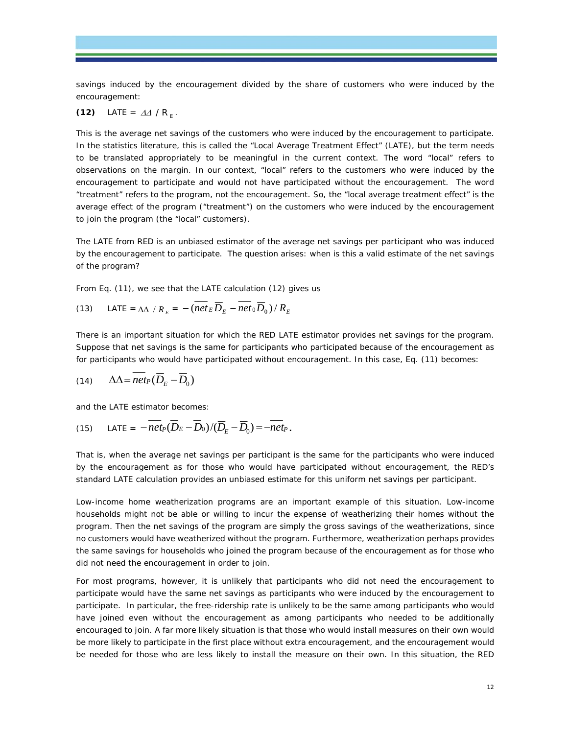savings induced by the encouragement divided by the share of customers who were induced by the encouragement:

**(12)** LATE = $\Delta\Delta$ / $R_E$.

This is the average net savings of the customers who were induced by the encouragement to participate. In the statistics literature, this is called the "Local Average Treatment Effect" (LATE), but the term needs to be translated appropriately to be meaningful in the current context. The word "local" refers to observations on the margin. In our context, "local" refers to the customers who were induced by the encouragement to participate and would not have participated without the encouragement. The word "treatment" refers to the program, not the encouragement. So, the "local average treatment effect" is the average effect of the program ("treatment") on the customers who were induced by the encouragement to join the program (the "local" customers).

The LATE from RED is an unbiased estimator of the average net savings per participant who was induced by the encouragement to participate. The question arises: when is this a valid estimate of the net savings of the program?

From Eq. (11), we see that the LATE calculation (12) gives us

(13) $$\text{LATE} = \Delta\Delta \;/\; R_E = -(\overline{net}_E\,\overline{D}_E - \overline{net}_0\,\overline{D}_0)\,/\,R_E$$

There is an important situation for which the RED LATE estimator provides net savings for the program. Suppose that net savings is the same for participants who participated because of the encouragement as for participants who would have participated without encouragement. In this case, Eq. (11) becomes:

(14) $$\Delta\Delta = \overline{net}_P(\overline{D}_E - \overline{D}_0)$$

and the LATE estimator becomes:

(15) $$\text{LATE} = -\overline{net}_P(\overline{D}_E - \overline{D}_0)/(\overline{D}_E - \overline{D}_0) = -\overline{net}_P.$$

That is, when the average net savings per participant is the same for the participants who were induced by the encouragement as for those who would have participated without encouragement, the RED's standard LATE calculation provides an unbiased estimate for this uniform net savings per participant.

Low-income home weatherization programs are an important example of this situation. Low-income households might not be able or willing to incur the expense of weatherizing their homes without the program. Then the net savings of the program are simply the gross savings of the weatherizations, since no customers would have weatherized without the program. Furthermore, weatherization perhaps provides the same savings for households who joined the program because of the encouragement as for those who did not need the encouragement in order to join.

For most programs, however, it is unlikely that participants who did not need the encouragement to participate would have the same net savings as participants who were induced by the encouragement to participate. In particular, the free-ridership rate is unlikely to be the same among participants who would have joined even without the encouragement as among participants who needed to be additionally encouraged to join. A far more likely situation is that those who would install measures on their own would be more likely to participate in the first place without extra encouragement, and the encouragement would be needed for those who are less likely to install the measure on their own. In this situation, the RED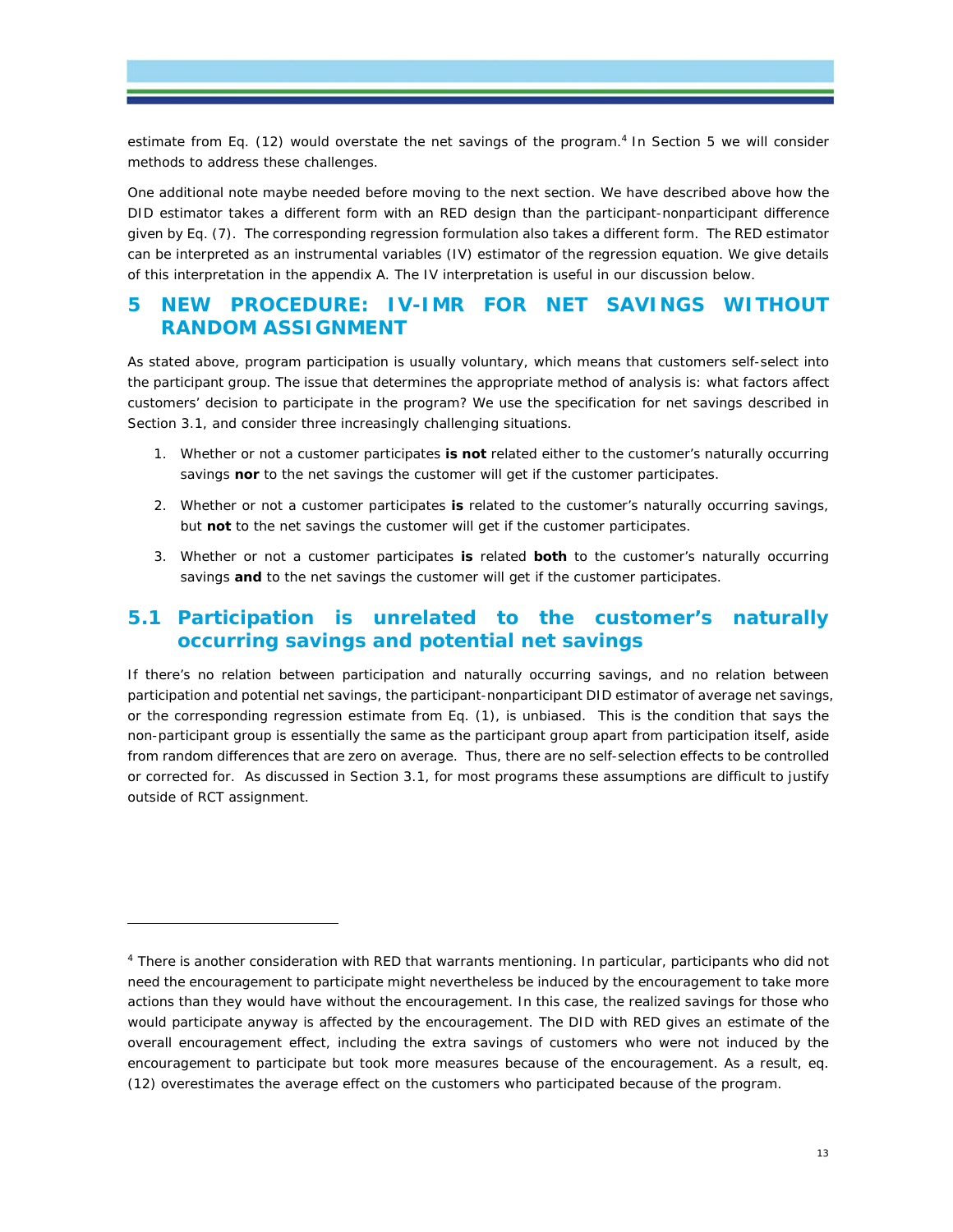estimate from Eq. (12) would overstate the net savings of the program.[4] In Section 5 we will consider methods to address these challenges.

One additional note maybe needed before moving to the next section. We have described above how the DID estimator takes a different form with an RED design than the participant-nonparticipant difference given by Eq. (7). The corresponding regression formulation also takes a different form. The RED estimator can be interpreted as an instrumental variables (IV) estimator of the regression equation. We give details of this interpretation in the appendix A. The IV interpretation is useful in our discussion below.

# 5 NEW PROCEDURE: IV-IMR FOR NET SAVINGS WITHOUT RANDOM ASSIGNMENT

As stated above, program participation is usually voluntary, which means that customers self-select into the participant group. The issue that determines the appropriate method of analysis is: what factors affect customers' decision to participate in the program? We use the specification for net savings described in Section 3.1, and consider three increasingly challenging situations.

1. Whether or not a customer participates **is not** related either to the customer's naturally occurring savings **nor** to the net savings the customer will get if the customer participates.
2. Whether or not a customer participates **is** related to the customer's naturally occurring savings, but **not** to the net savings the customer will get if the customer participates.
3. Whether or not a customer participates **is** related **both** to the customer's naturally occurring savings **and** to the net savings the customer will get if the customer participates.

## 5.1 Participation is unrelated to the customer's naturally occurring savings and potential net savings

If there's no relation between participation and naturally occurring savings, and no relation between participation and potential net savings, the participant-nonparticipant DID estimator of average net savings, or the corresponding regression estimate from Eq. (1), is unbiased. This is the condition that says the non-participant group is essentially the same as the participant group apart from participation itself, aside from random differences that are zero on average. Thus, there are no self-selection effects to be controlled or corrected for. As discussed in Section 3.1, for most programs these assumptions are difficult to justify outside of RCT assignment.

[4] There is another consideration with RED that warrants mentioning. In particular, participants who did not need the encouragement to participate might nevertheless be induced by the encouragement to take more actions than they would have without the encouragement. In this case, the realized savings for those who would participate anyway is affected by the encouragement. The DID with RED gives an estimate of the overall encouragement effect, including the extra savings of customers who were not induced by the encouragement to participate but took more measures because of the encouragement. As a result, eq. (12) overestimates the average effect on the customers who participated because of the program.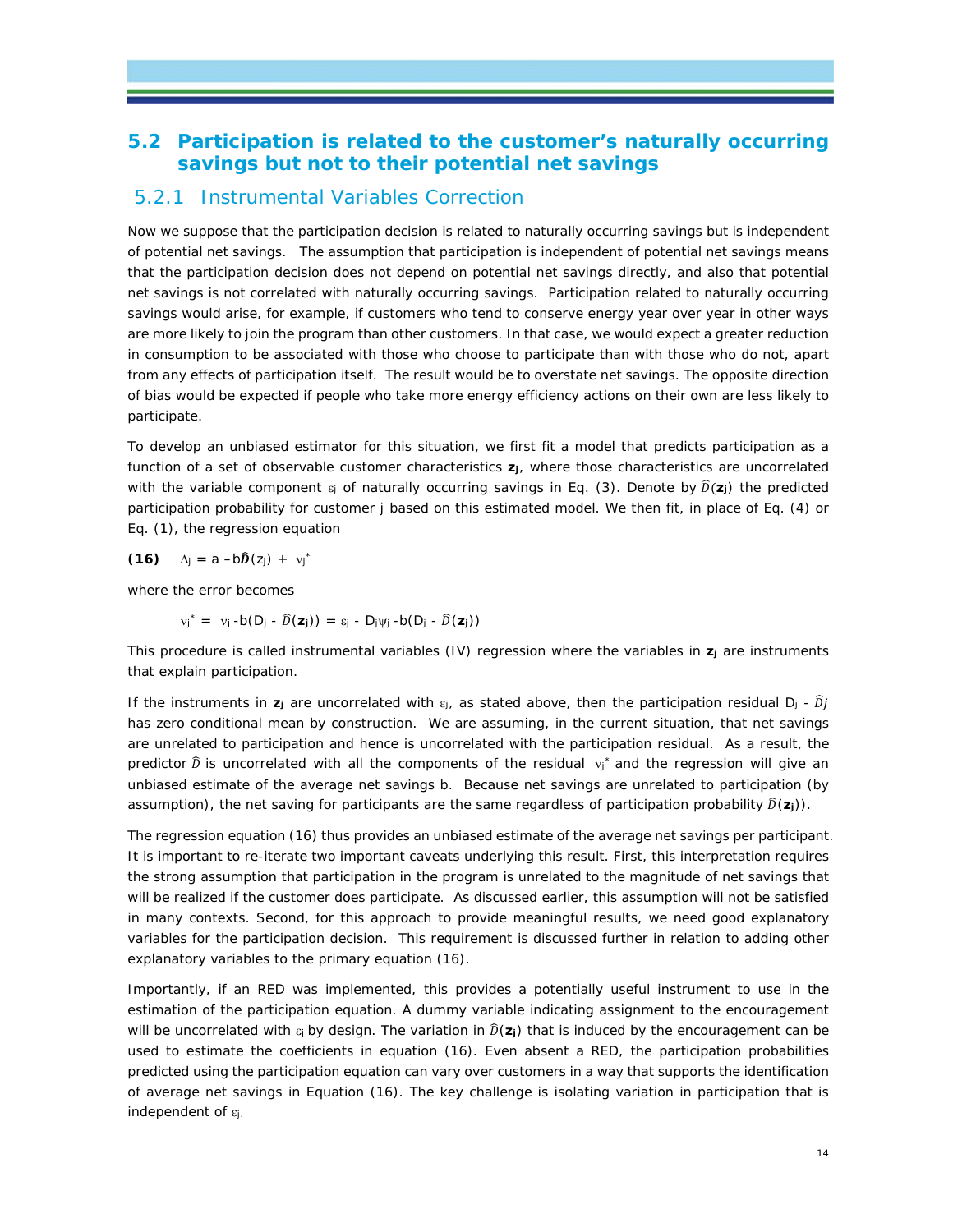## 5.2 Participation is related to the customer's naturally occurring savings but not to their potential net savings

### 5.2.1 Instrumental Variables Correction

Now we suppose that the participation decision is related to naturally occurring savings but is independent of potential net savings. The assumption that participation is independent of potential net savings means that the participation decision does not depend on potential net savings directly, and also that potential net savings is not correlated with naturally occurring savings. Participation related to naturally occurring savings would arise, for example, if customers who tend to conserve energy year over year in other ways are more likely to join the program than other customers. In that case, we would expect a greater reduction in consumption to be associated with those who choose to participate than with those who do not, apart from any effects of participation itself. The result would be to overstate net savings. The opposite direction of bias would be expected if people who take more energy efficiency actions on their own are less likely to participate.

To develop an unbiased estimator for this situation, we first fit a model that predicts participation as a function of a set of observable customer characteristics $\mathbf{z_j}$, where those characteristics are uncorrelated with the variable component $\varepsilon_j$ of naturally occurring savings in Eq. (3). Denote by $\hat{D}(\mathbf{z_j})$ the predicted participation probability for customer j based on this estimated model. We then fit, in place of Eq. (4) or Eq. (1), the regression equation

**(16)** $\Delta_j = a - b\hat{D}(z_j) + \nu_j^*$

where the error becomes

$$\nu_j^* = \nu_j - b(D_j - \hat{D}(\mathbf{z_j})) = \varepsilon_j - D_j\psi_j - b(D_j - \hat{D}(\mathbf{z_j}))$$

This procedure is called instrumental variables (IV) regression where the variables in $\mathbf{z_j}$ are instruments that explain participation.

If the instruments in $\mathbf{z_j}$ are uncorrelated with $\varepsilon_j$, as stated above, then the participation residual $D_j - \hat{D}j$ has zero conditional mean by construction. We are assuming, in the current situation, that net savings are unrelated to participation and hence is uncorrelated with the participation residual. As a result, the predictor $\hat{D}$ is uncorrelated with all the components of the residual $\nu_j^*$ and the regression will give an unbiased estimate of the average net savings b. Because net savings are unrelated to participation (by assumption), the net saving for participants are the same regardless of participation probability $\hat{D}(\mathbf{z_j})$).

The regression equation (16) thus provides an unbiased estimate of the average net savings per participant. It is important to re-iterate two important caveats underlying this result. First, this interpretation requires the strong assumption that participation in the program is unrelated to the magnitude of net savings that will be realized if the customer does participate. As discussed earlier, this assumption will not be satisfied in many contexts. Second, for this approach to provide meaningful results, we need good explanatory variables for the participation decision. This requirement is discussed further in relation to adding other explanatory variables to the primary equation (16).

Importantly, if an RED was implemented, this provides a potentially useful instrument to use in the estimation of the participation equation. A dummy variable indicating assignment to the encouragement will be uncorrelated with $\varepsilon_j$ by design. The variation in $\hat{D}(\mathbf{z_j})$ that is induced by the encouragement can be used to estimate the coefficients in equation (16). Even absent a RED, the participation probabilities predicted using the participation equation can vary over customers in a way that supports the identification of average net savings in Equation (16). The key challenge is isolating variation in participation that is independent of $\varepsilon_j$.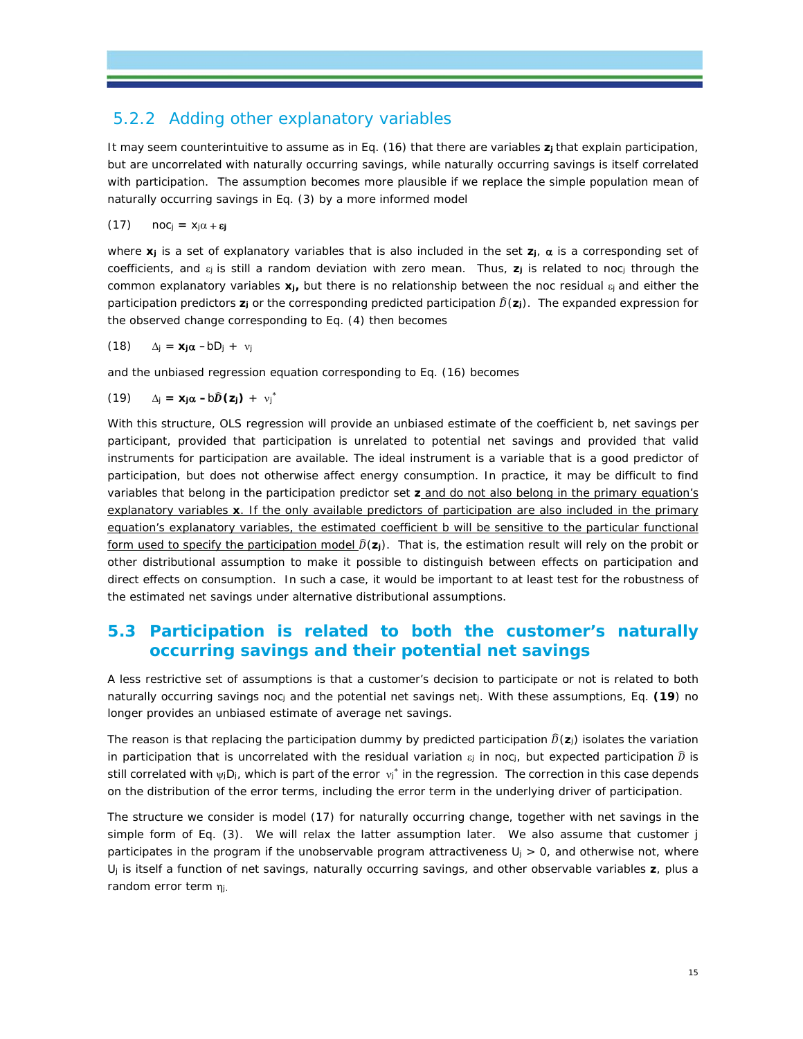## 5.2.2 Adding other explanatory variables

It may seem counterintuitive to assume as in Eq. (16) that there are variables $\mathbf{z_j}$ that explain participation, but are uncorrelated with naturally occurring savings, while naturally occurring savings is itself correlated with participation. The assumption becomes more plausible if we replace the simple population mean of naturally occurring savings in Eq. (3) by a more informed model

$$(17) \quad noc_j = x_j\alpha + \varepsilon_j$$

where $\mathbf{x_j}$ is a set of explanatory variables that is also included in the set $\mathbf{z_j}$, $\alpha$ is a corresponding set of coefficients, and $\varepsilon_j$ is still a random deviation with zero mean. Thus, $\mathbf{z_j}$ is related to $noc_j$ through the common explanatory variables $\mathbf{x_j}$, but there is no relationship between the noc residual $\varepsilon_j$ and either the participation predictors $\mathbf{z_j}$ or the corresponding predicted participation $\widehat{D}(\mathbf{z_j})$. The expanded expression for the observed change corresponding to Eq. (4) then becomes

$$(18) \quad \Delta_j = \mathbf{x_j\alpha} - bD_j + \nu_j$$

and the unbiased regression equation corresponding to Eq. (16) becomes

$$(19) \quad \Delta_j = \mathbf{x_j\alpha} - b\widehat{D}(\mathbf{z_j}) + \nu_j^*$$

With this structure, OLS regression will provide an unbiased estimate of the coefficient b, net savings per participant, provided that participation is unrelated to potential net savings and provided that valid instruments for participation are available. The ideal instrument is a variable that is a good predictor of participation, but does not otherwise affect energy consumption. In practice, it may be difficult to find variables that belong in the participation predictor set **z** <u>and do not also belong in the primary equation's explanatory variables **x**. If the only available predictors of participation are also included in the primary equation's explanatory variables, the estimated coefficient b will be sensitive to the particular functional form used to specify the participation model $\widehat{D}(\mathbf{z_j})$</u>. That is, the estimation result will rely on the probit or other distributional assumption to make it possible to distinguish between effects on participation and direct effects on consumption. In such a case, it would be important to at least test for the robustness of the estimated net savings under alternative distributional assumptions.

## 5.3 Participation is related to both the customer's naturally occurring savings and their potential net savings

A less restrictive set of assumptions is that a customer's decision to participate or not is related to both naturally occurring savings $noc_j$ and the potential net savings $net_j$. With these assumptions, Eq. **(19**) no longer provides an unbiased estimate of average net savings.

The reason is that replacing the participation dummy by predicted participation $\widehat{D}(\mathbf{z}_j)$ isolates the variation in participation that is uncorrelated with the residual variation $\varepsilon_j$ in $noc_j$, but expected participation $\widehat{D}$ is still correlated with $\psi_j D_j$, which is part of the error $\nu_j^*$ in the regression. The correction in this case depends on the distribution of the error terms, including the error term in the underlying driver of participation.

The structure we consider is model (17) for naturally occurring change, together with net savings in the simple form of Eq. (3). We will relax the latter assumption later. We also assume that customer j participates in the program if the unobservable program attractiveness $U_j > 0$, and otherwise not, where $U_j$ is itself a function of net savings, naturally occurring savings, and other observable variables **z**, plus a random error term $\eta_j$.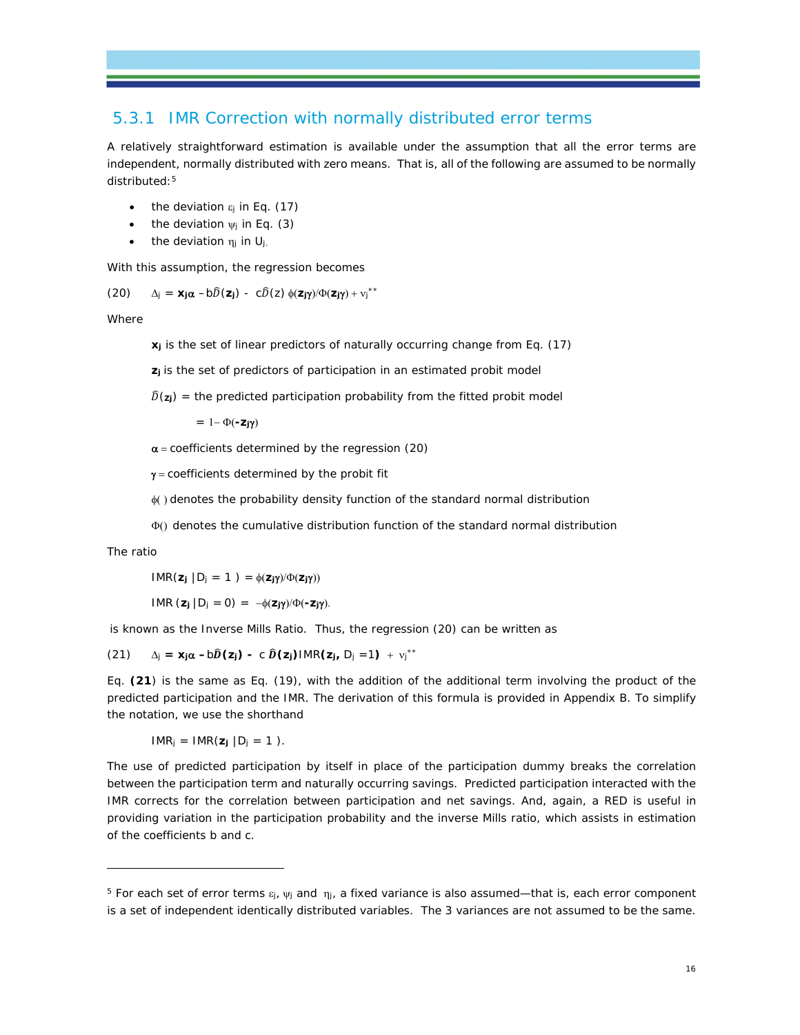### 5.3.1 IMR Correction with normally distributed error terms

A relatively straightforward estimation is available under the assumption that all the error terms are independent, normally distributed with zero means. That is, all of the following are assumed to be normally distributed:[5]

- the deviation $\varepsilon_j$ in Eq. (17)
- the deviation $\psi_j$ in Eq. (3)
- the deviation $\eta_j$ in $U_j$.

With this assumption, the regression becomes

(20) $\Delta_j = \mathbf{x_j}\boldsymbol{\alpha} - b\widehat{D}(\mathbf{z_j}) - c\widehat{D}(z)\,\phi(\mathbf{z_j}\boldsymbol{\gamma})/\Phi(\mathbf{z_j}\boldsymbol{\gamma}) + \nu_j^{**}$

Where

$\mathbf{x_j}$ is the set of linear predictors of naturally occurring change from Eq. (17)

$\mathbf{z_j}$ is the set of predictors of participation in an estimated probit model

$\widehat{D}(\mathbf{z_j})$ = the predicted participation probability from the fitted probit model

$= 1 - \Phi(\mathbf{-z_j}\boldsymbol{\gamma})$

$\boldsymbol{\alpha}$ = coefficients determined by the regression (20)

$\boldsymbol{\gamma}$ = coefficients determined by the probit fit

$\phi(\,)$ denotes the probability density function of the standard normal distribution

$\Phi()$ denotes the cumulative distribution function of the standard normal distribution

The ratio

$\text{IMR}(\mathbf{z_j}\,|\,D_j = 1\,) = \phi(\mathbf{z_j}\boldsymbol{\gamma})/\Phi(\mathbf{z_j}\boldsymbol{\gamma}))$

$\text{IMR}\,(\mathbf{z_j}\,|\,D_j = 0) = -\phi(\mathbf{z_j}\boldsymbol{\gamma})/\Phi(\mathbf{-z_j}\boldsymbol{\gamma}).$

is known as the Inverse Mills Ratio. Thus, the regression (20) can be written as

(21) $\Delta_j = \mathbf{x_j}\boldsymbol{\alpha} - b\widehat{D}(\mathbf{z_j}) - c\,\widehat{D}(\mathbf{z_j})\text{IMR}(\mathbf{z_j}, D_j = 1) + \nu_j^{**}$

Eq. **(21)** is the same as Eq. (19), with the addition of the additional term involving the product of the predicted participation and the IMR. The derivation of this formula is provided in Appendix B. To simplify the notation, we use the shorthand

$\text{IMR}_j = \text{IMR}(\mathbf{z_j}\,|\,D_j = 1\,).$

The use of predicted participation by itself in place of the participation dummy breaks the correlation between the participation term and naturally occurring savings. Predicted participation interacted with the IMR corrects for the correlation between participation and net savings. And, again, a RED is useful in providing variation in the participation probability and the inverse Mills ratio, which assists in estimation of the coefficients b and c.

---

[5] For each set of error terms $\varepsilon_j$, $\psi_j$ and $\eta_j$, a fixed variance is also assumed—that is, each error component is a set of independent identically distributed variables. The 3 variances are not assumed to be the same.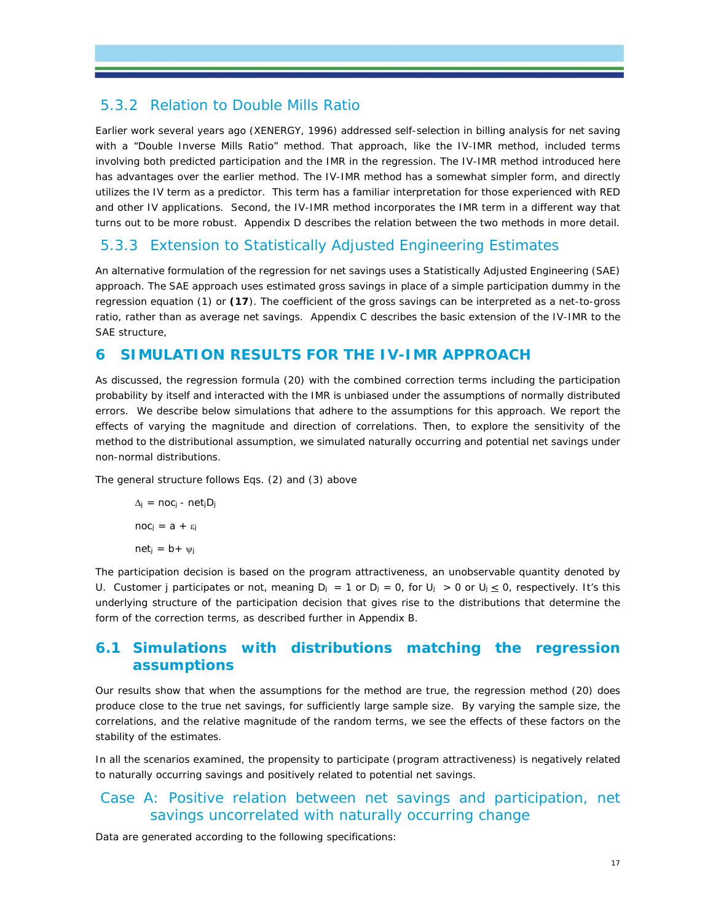### 5.3.2 Relation to Double Mills Ratio

Earlier work several years ago (XENERGY, 1996) addressed self-selection in billing analysis for net saving with a "Double Inverse Mills Ratio" method. That approach, like the IV-IMR method, included terms involving both predicted participation and the IMR in the regression. The IV-IMR method introduced here has advantages over the earlier method. The IV-IMR method has a somewhat simpler form, and directly utilizes the IV term as a predictor. This term has a familiar interpretation for those experienced with RED and other IV applications. Second, the IV-IMR method incorporates the IMR term in a different way that turns out to be more robust. Appendix D describes the relation between the two methods in more detail.

### 5.3.3 Extension to Statistically Adjusted Engineering Estimates

An alternative formulation of the regression for net savings uses a Statistically Adjusted Engineering (SAE) approach. The SAE approach uses estimated gross savings in place of a simple participation dummy in the regression equation (1) or **(17**). The coefficient of the gross savings can be interpreted as a net-to-gross ratio, rather than as average net savings. Appendix C describes the basic extension of the IV-IMR to the SAE structure,

# 6 SIMULATION RESULTS FOR THE IV-IMR APPROACH

As discussed, the regression formula (20) with the combined correction terms including the participation probability by itself and interacted with the IMR is unbiased under the assumptions of normally distributed errors. We describe below simulations that adhere to the assumptions for this approach. We report the effects of varying the magnitude and direction of correlations. Then, to explore the sensitivity of the method to the distributional assumption, we simulated naturally occurring and potential net savings under non-normal distributions.

The general structure follows Eqs. (2) and (3) above

$$\Delta_j = noc_j - net_j D_j$$

$$noc_j = a + \varepsilon_j$$

$$net_j = b + \psi_j$$

The participation decision is based on the program attractiveness, an unobservable quantity denoted by U. Customer j participates or not, meaning $D_j = 1$ or $D_j = 0$, for $U_j > 0$ or $U_j \leq 0$, respectively. It's this underlying structure of the participation decision that gives rise to the distributions that determine the form of the correction terms, as described further in Appendix B.

## 6.1 Simulations with distributions matching the regression assumptions

Our results show that when the assumptions for the method are true, the regression method (20) does produce close to the true net savings, for sufficiently large sample size. By varying the sample size, the correlations, and the relative magnitude of the random terms, we see the effects of these factors on the stability of the estimates.

In all the scenarios examined, the propensity to participate (program attractiveness) is negatively related to naturally occurring savings and positively related to potential net savings.

### Case A: Positive relation between net savings and participation, net savings uncorrelated with naturally occurring change

Data are generated according to the following specifications: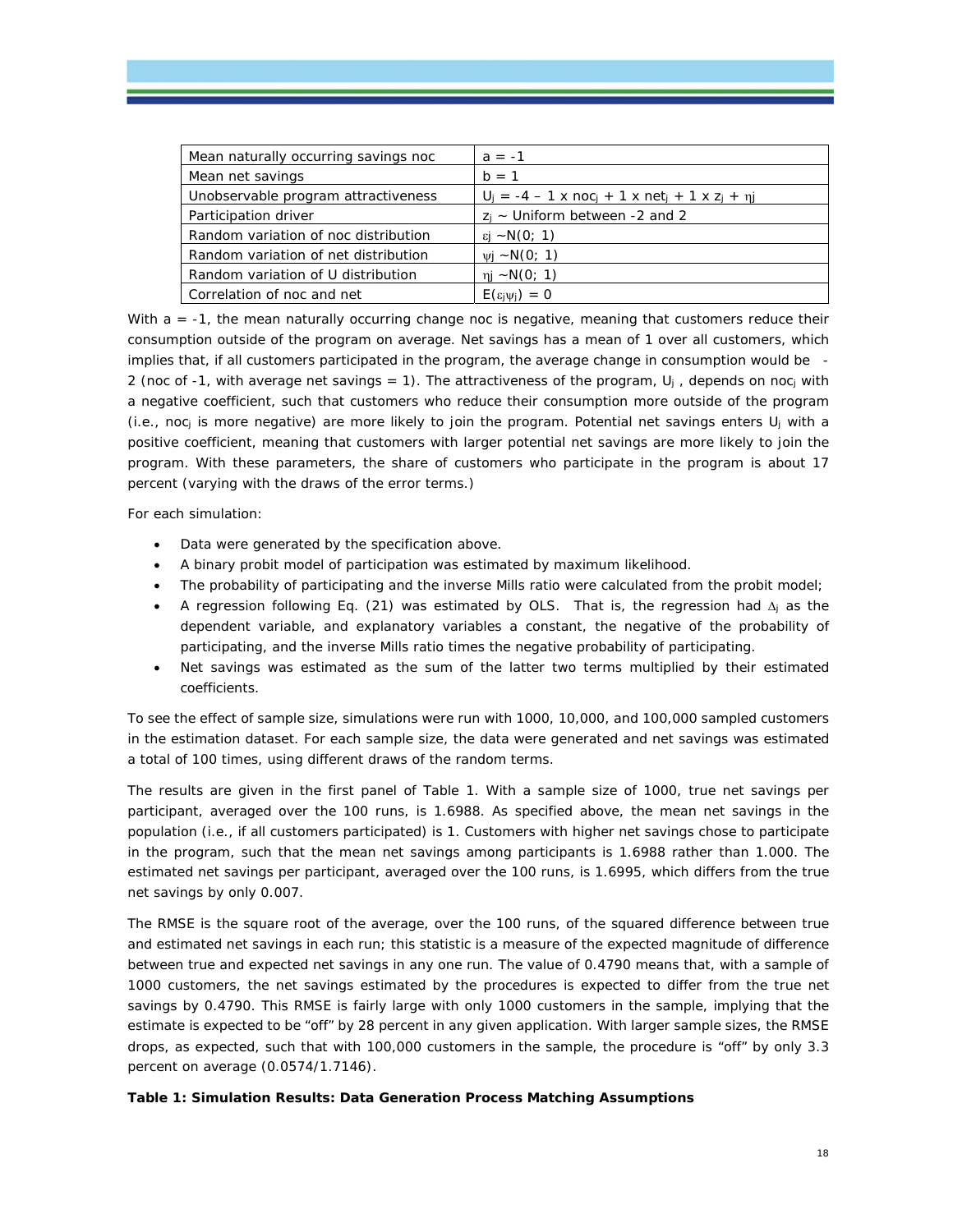| | |
|---|---|
| Mean naturally occurring savings noc | $a = -1$ |
| Mean net savings | $b = 1$ |
| Unobservable program attractiveness | $U_j = -4 - 1 \times noc_j + 1 \times net_j + 1 \times z_j + \eta_j$ |
| Participation driver | $z_j \sim$ Uniform between -2 and 2 |
| Random variation of noc distribution | $\varepsilon_j \sim N(0; 1)$ |
| Random variation of net distribution | $\psi_j \sim N(0; 1)$ |
| Random variation of U distribution | $\eta_j \sim N(0; 1)$ |
| Correlation of noc and net | $E(\varepsilon_j \psi_j) = 0$ |

With a = -1, the mean naturally occurring change noc is negative, meaning that customers reduce their consumption outside of the program on average. Net savings has a mean of 1 over all customers, which implies that, if all customers participated in the program, the average change in consumption would be -2 (noc of -1, with average net savings = 1). The attractiveness of the program, $U_j$, depends on $noc_j$ with a negative coefficient, such that customers who reduce their consumption more outside of the program (i.e., $noc_j$ is more negative) are more likely to join the program. Potential net savings enters $U_j$ with a positive coefficient, meaning that customers with larger potential net savings are more likely to join the program. With these parameters, the share of customers who participate in the program is about 17 percent (varying with the draws of the error terms.)

For each simulation:

- Data were generated by the specification above.
- A binary probit model of participation was estimated by maximum likelihood.
- The probability of participating and the inverse Mills ratio were calculated from the probit model;
- A regression following Eq. (21) was estimated by OLS. That is, the regression had $\Delta_j$ as the dependent variable, and explanatory variables a constant, the negative of the probability of participating, and the inverse Mills ratio times the negative probability of participating.
- Net savings was estimated as the sum of the latter two terms multiplied by their estimated coefficients.

To see the effect of sample size, simulations were run with 1000, 10,000, and 100,000 sampled customers in the estimation dataset. For each sample size, the data were generated and net savings was estimated a total of 100 times, using different draws of the random terms.

The results are given in the first panel of Table 1. With a sample size of 1000, true net savings per participant, averaged over the 100 runs, is 1.6988. As specified above, the mean net savings in the population (i.e., if all customers participated) is 1. Customers with higher net savings chose to participate in the program, such that the mean net savings among participants is 1.6988 rather than 1.000. The estimated net savings per participant, averaged over the 100 runs, is 1.6995, which differs from the true net savings by only 0.007.

The RMSE is the square root of the average, over the 100 runs, of the squared difference between true and estimated net savings in each run; this statistic is a measure of the expected magnitude of difference between true and expected net savings in any one run. The value of 0.4790 means that, with a sample of 1000 customers, the net savings estimated by the procedures is expected to differ from the true net savings by 0.4790. This RMSE is fairly large with only 1000 customers in the sample, implying that the estimate is expected to be "off" by 28 percent in any given application. With larger sample sizes, the RMSE drops, as expected, such that with 100,000 customers in the sample, the procedure is "off" by only 3.3 percent on average (0.0574/1.7146).

**Table 1: Simulation Results: Data Generation Process Matching Assumptions**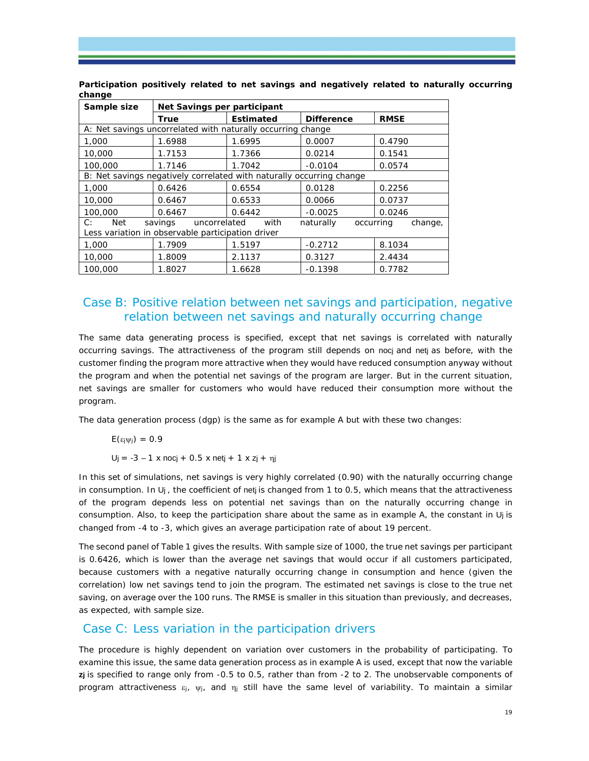**Participation positively related to net savings and negatively related to naturally occurring change**

| Sample size | Net Savings per participant | | | |
|---|---|---|---|---|
| | **True** | **Estimated** | **Difference** | **RMSE** |
| A: Net savings uncorrelated with naturally occurring change | | | | |
| 1,000 | 1.6988 | 1.6995 | 0.0007 | 0.4790 |
| 10,000 | 1.7153 | 1.7366 | 0.0214 | 0.1541 |
| 100,000 | 1.7146 | 1.7042 | -0.0104 | 0.0574 |
| B: Net savings negatively correlated with naturally occurring change | | | | |
| 1,000 | 0.6426 | 0.6554 | 0.0128 | 0.2256 |
| 10,000 | 0.6467 | 0.6533 | 0.0066 | 0.0737 |
| 100,000 | 0.6467 | 0.6442 | -0.0025 | 0.0246 |
| C: Net savings uncorrelated with naturally occurring change, Less variation in observable participation driver | | | | |
| 1,000 | 1.7909 | 1.5197 | -0.2712 | 8.1034 |
| 10,000 | 1.8009 | 2.1137 | 0.3127 | 2.4434 |
| 100,000 | 1.8027 | 1.6628 | -0.1398 | 0.7782 |

## Case B: Positive relation between net savings and participation, negative relation between net savings and naturally occurring change

The same data generating process is specified, except that net savings is correlated with naturally occurring savings. The attractiveness of the program still depends on $noc_j$ and $net_j$ as before, with the customer finding the program more attractive when they would have reduced consumption anyway without the program and when the potential net savings of the program are larger. But in the current situation, net savings are smaller for customers who would have reduced their consumption more without the program.

The data generation process (dgp) is the same as for example A but with these two changes:

$$E(\varepsilon_j \psi_j) = 0.9$$

$$U_j = -3 - 1 \times noc_j + 0.5 \times net_j + 1 \times z_j + \eta_j$$

In this set of simulations, net savings is very highly correlated (0.90) with the naturally occurring change in consumption. In $U_j$, the coefficient of $net_j$ is changed from 1 to 0.5, which means that the attractiveness of the program depends less on potential net savings than on the naturally occurring change in consumption. Also, to keep the participation share about the same as in example A, the constant in $U_j$ is changed from -4 to -3, which gives an average participation rate of about 19 percent.

The second panel of Table 1 gives the results. With sample size of 1000, the true net savings per participant is 0.6426, which is lower than the average net savings that would occur if all customers participated, because customers with a negative naturally occurring change in consumption and hence (given the correlation) low net savings tend to join the program. The estimated net savings is close to the true net saving, on average over the 100 runs. The RMSE is smaller in this situation than previously, and decreases, as expected, with sample size.

## Case C: Less variation in the participation drivers

The procedure is highly dependent on variation over customers in the probability of participating. To examine this issue, the same data generation process as in example A is used, except that now the variable $z_j$ is specified to range only from -0.5 to 0.5, rather than from -2 to 2. The unobservable components of program attractiveness $\varepsilon_j$, $\psi_j$, and $\eta_j$ still have the same level of variability. To maintain a similar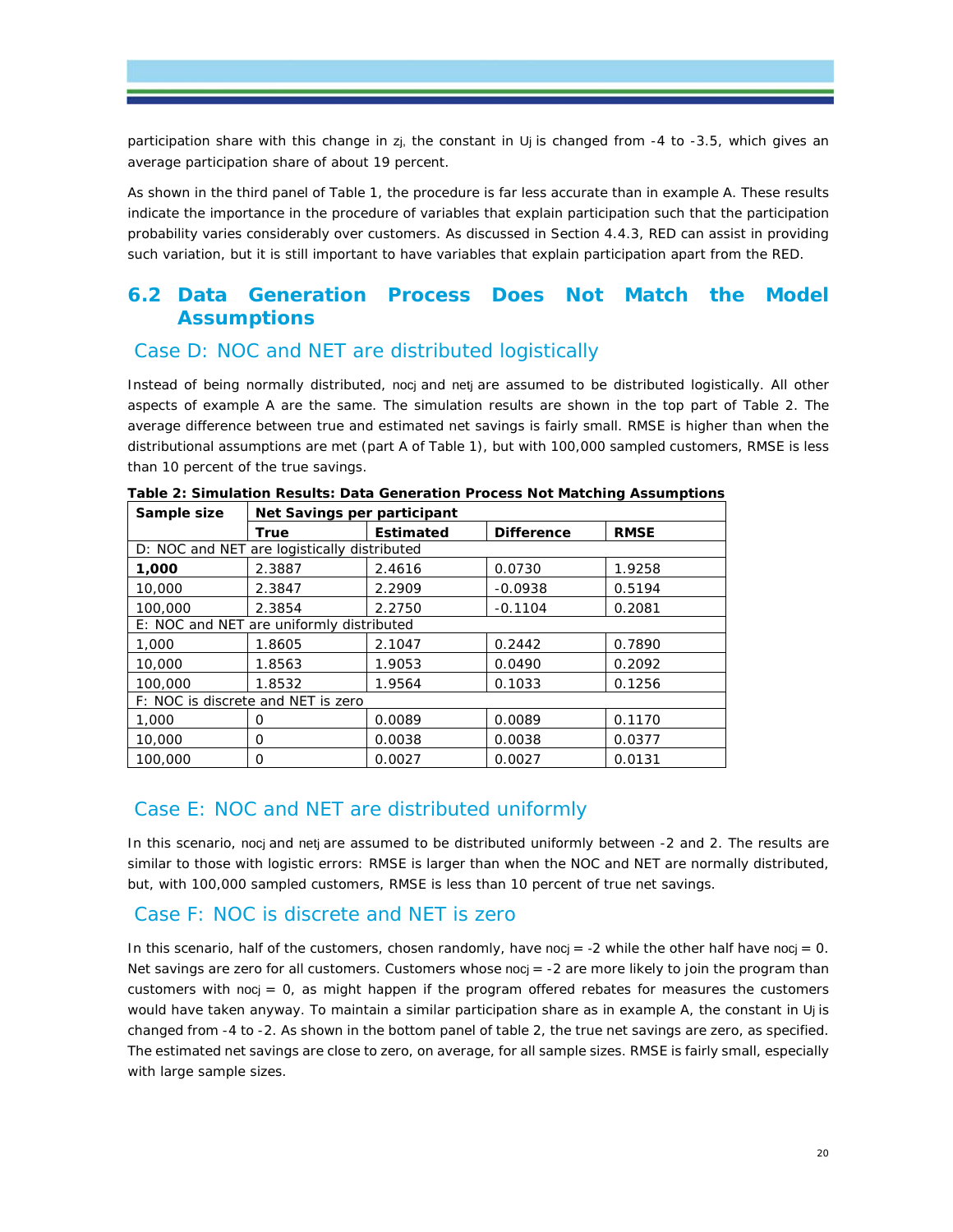participation share with this change in $z_j$, the constant in $U_j$ is changed from -4 to -3.5, which gives an average participation share of about 19 percent.

As shown in the third panel of Table 1, the procedure is far less accurate than in example A. These results indicate the importance in the procedure of variables that explain participation such that the participation probability varies considerably over customers. As discussed in Section 4.4.3, RED can assist in providing such variation, but it is still important to have variables that explain participation apart from the RED.

## 6.2 Data Generation Process Does Not Match the Model Assumptions

### Case D: NOC and NET are distributed logistically

Instead of being normally distributed, $noc_j$ and $net_j$ are assumed to be distributed logistically. All other aspects of example A are the same. The simulation results are shown in the top part of Table 2. The average difference between true and estimated net savings is fairly small. RMSE is higher than when the distributional assumptions are met (part A of Table 1), but with 100,000 sampled customers, RMSE is less than 10 percent of the true savings.

**Table 2: Simulation Results: Data Generation Process Not Matching Assumptions**

| Sample size | Net Savings per participant | | | |
|---|---|---|---|---|
| | True | Estimated | Difference | RMSE |
| D: NOC and NET are logistically distributed | | | | |
| **1,000** | 2.3887 | 2.4616 | 0.0730 | 1.9258 |
| 10,000 | 2.3847 | 2.2909 | -0.0938 | 0.5194 |
| 100,000 | 2.3854 | 2.2750 | -0.1104 | 0.2081 |
| E: NOC and NET are uniformly distributed | | | | |
| 1,000 | 1.8605 | 2.1047 | 0.2442 | 0.7890 |
| 10,000 | 1.8563 | 1.9053 | 0.0490 | 0.2092 |
| 100,000 | 1.8532 | 1.9564 | 0.1033 | 0.1256 |
| F: NOC is discrete and NET is zero | | | | |
| 1,000 | 0 | 0.0089 | 0.0089 | 0.1170 |
| 10,000 | 0 | 0.0038 | 0.0038 | 0.0377 |
| 100,000 | 0 | 0.0027 | 0.0027 | 0.0131 |

### Case E: NOC and NET are distributed uniformly

In this scenario, $noc_j$ and $net_j$ are assumed to be distributed uniformly between -2 and 2. The results are similar to those with logistic errors: RMSE is larger than when the NOC and NET are normally distributed, but, with 100,000 sampled customers, RMSE is less than 10 percent of true net savings.

### Case F: NOC is discrete and NET is zero

In this scenario, half of the customers, chosen randomly, have $noc_j = -2$ while the other half have $noc_j = 0$. Net savings are zero for all customers. Customers whose $noc_j = -2$ are more likely to join the program than customers with $noc_j = 0$, as might happen if the program offered rebates for measures the customers would have taken anyway. To maintain a similar participation share as in example A, the constant in $U_j$ is changed from -4 to -2. As shown in the bottom panel of table 2, the true net savings are zero, as specified. The estimated net savings are close to zero, on average, for all sample sizes. RMSE is fairly small, especially with large sample sizes.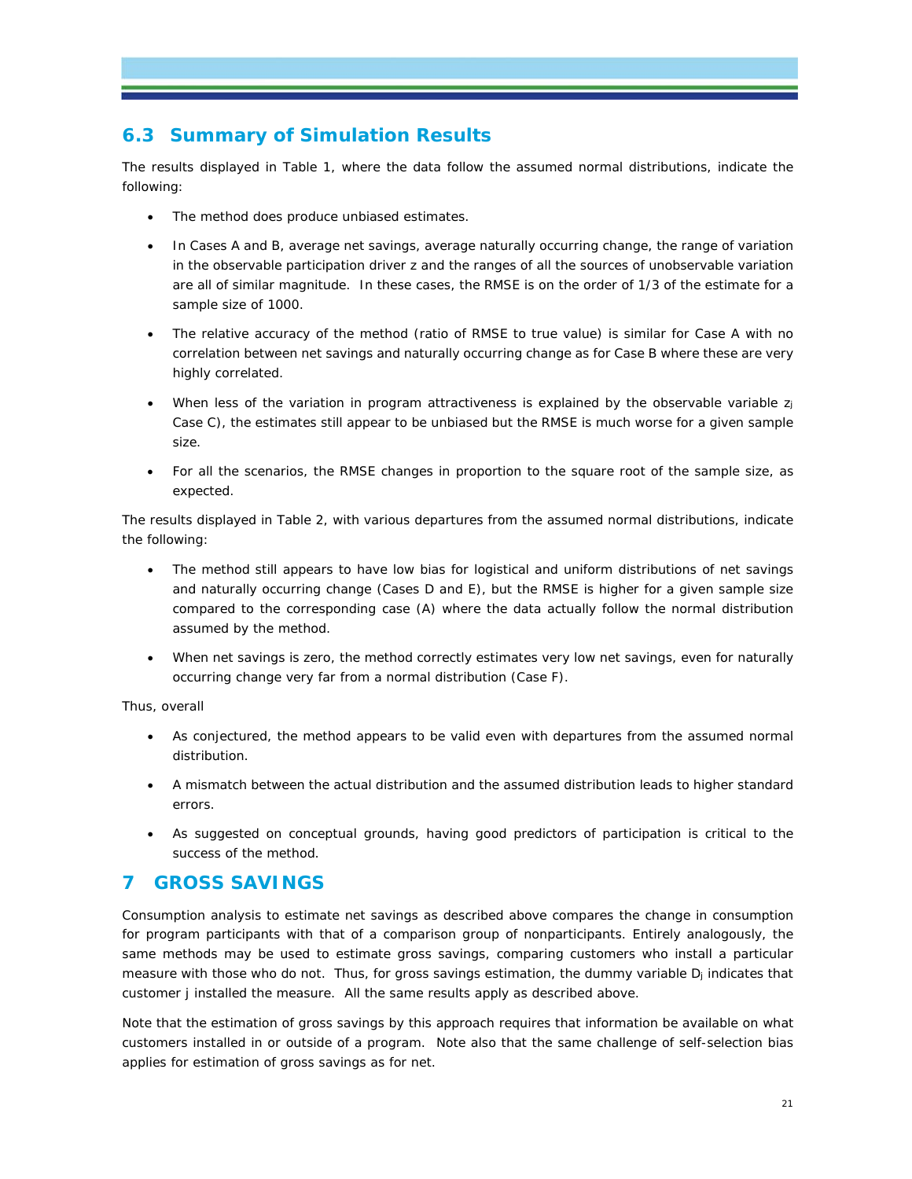## 6.3 Summary of Simulation Results

The results displayed in Table 1, where the data follow the assumed normal distributions, indicate the following:

- The method does produce unbiased estimates.
- In Cases A and B, average net savings, average naturally occurring change, the range of variation in the observable participation driver z and the ranges of all the sources of unobservable variation are all of similar magnitude. In these cases, the RMSE is on the order of 1/3 of the estimate for a sample size of 1000.
- The relative accuracy of the method (ratio of RMSE to true value) is similar for Case A with no correlation between net savings and naturally occurring change as for Case B where these are very highly correlated.
- When less of the variation in program attractiveness is explained by the observable variable $z_j$ Case C), the estimates still appear to be unbiased but the RMSE is much worse for a given sample size.
- For all the scenarios, the RMSE changes in proportion to the square root of the sample size, as expected.

The results displayed in Table 2, with various departures from the assumed normal distributions, indicate the following:

- The method still appears to have low bias for logistical and uniform distributions of net savings and naturally occurring change (Cases D and E), but the RMSE is higher for a given sample size compared to the corresponding case (A) where the data actually follow the normal distribution assumed by the method.
- When net savings is zero, the method correctly estimates very low net savings, even for naturally occurring change very far from a normal distribution (Case F).

Thus, overall

- As conjectured, the method appears to be valid even with departures from the assumed normal distribution.
- A mismatch between the actual distribution and the assumed distribution leads to higher standard errors.
- As suggested on conceptual grounds, having good predictors of participation is critical to the success of the method.

# 7 GROSS SAVINGS

Consumption analysis to estimate net savings as described above compares the change in consumption for program participants with that of a comparison group of nonparticipants. Entirely analogously, the same methods may be used to estimate gross savings, comparing customers who install a particular measure with those who do not. Thus, for gross savings estimation, the dummy variable $D_j$ indicates that customer j installed the measure. All the same results apply as described above.

Note that the estimation of gross savings by this approach requires that information be available on what customers installed in or outside of a program. Note also that the same challenge of self-selection bias applies for estimation of gross savings as for net.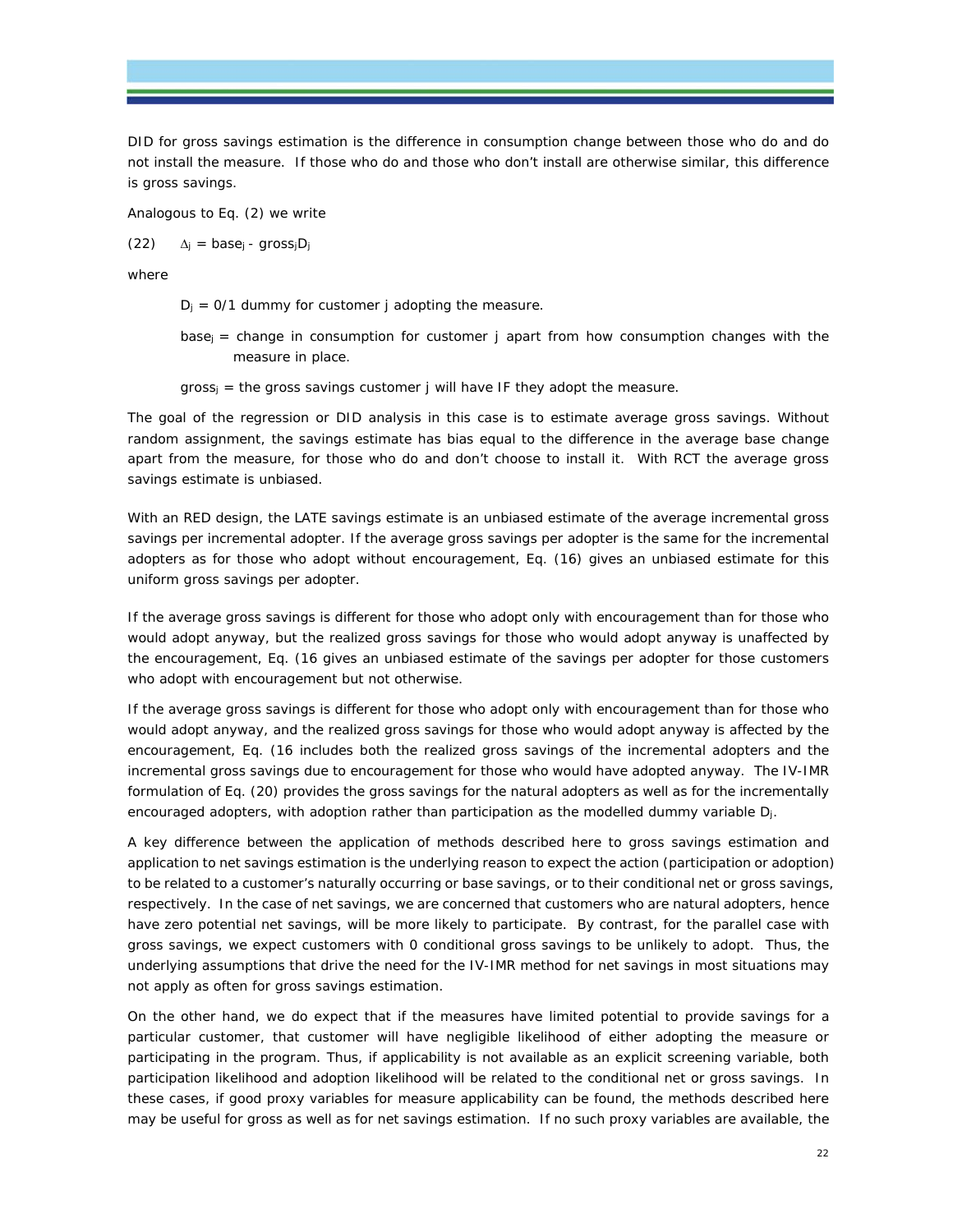DID for gross savings estimation is the difference in consumption change between those who do and do not install the measure. If those who do and those who don't install are otherwise similar, this difference is gross savings.

Analogous to Eq. (2) we write

(22) $\Delta_j = \text{base}_j - \text{gross}_j D_j$

where

> $D_j$ = 0/1 dummy for customer j adopting the measure.
>
> $\text{base}_j$ = change in consumption for customer j apart from how consumption changes with the measure in place.
>
> $\text{gross}_j$ = the gross savings customer j will have IF they adopt the measure.

The goal of the regression or DID analysis in this case is to estimate average gross savings. Without random assignment, the savings estimate has bias equal to the difference in the average base change apart from the measure, for those who do and don't choose to install it. With RCT the average gross savings estimate is unbiased.

With an RED design, the LATE savings estimate is an unbiased estimate of the average incremental gross savings per incremental adopter. If the average gross savings per adopter is the same for the incremental adopters as for those who adopt without encouragement, Eq. (16) gives an unbiased estimate for this uniform gross savings per adopter.

If the average gross savings is different for those who adopt only with encouragement than for those who would adopt anyway, but the realized gross savings for those who would adopt anyway is unaffected by the encouragement, Eq. (16 gives an unbiased estimate of the savings per adopter for those customers who adopt with encouragement but not otherwise.

If the average gross savings is different for those who adopt only with encouragement than for those who would adopt anyway, and the realized gross savings for those who would adopt anyway is affected by the encouragement, Eq. (16 includes both the realized gross savings of the incremental adopters and the incremental gross savings due to encouragement for those who would have adopted anyway. The IV-IMR formulation of Eq. (20) provides the gross savings for the natural adopters as well as for the incrementally encouraged adopters, with adoption rather than participation as the modelled dummy variable $D_j$.

A key difference between the application of methods described here to gross savings estimation and application to net savings estimation is the underlying reason to expect the action (participation or adoption) to be related to a customer's naturally occurring or base savings, or to their conditional net or gross savings, respectively. In the case of net savings, we are concerned that customers who are natural adopters, hence have zero potential net savings, will be more likely to participate. By contrast, for the parallel case with gross savings, we expect customers with 0 conditional gross savings to be unlikely to adopt. Thus, the underlying assumptions that drive the need for the IV-IMR method for net savings in most situations may not apply as often for gross savings estimation.

On the other hand, we do expect that if the measures have limited potential to provide savings for a particular customer, that customer will have negligible likelihood of either adopting the measure or participating in the program. Thus, if applicability is not available as an explicit screening variable, both participation likelihood and adoption likelihood will be related to the conditional net or gross savings. In these cases, if good proxy variables for measure applicability can be found, the methods described here may be useful for gross as well as for net savings estimation. If no such proxy variables are available, the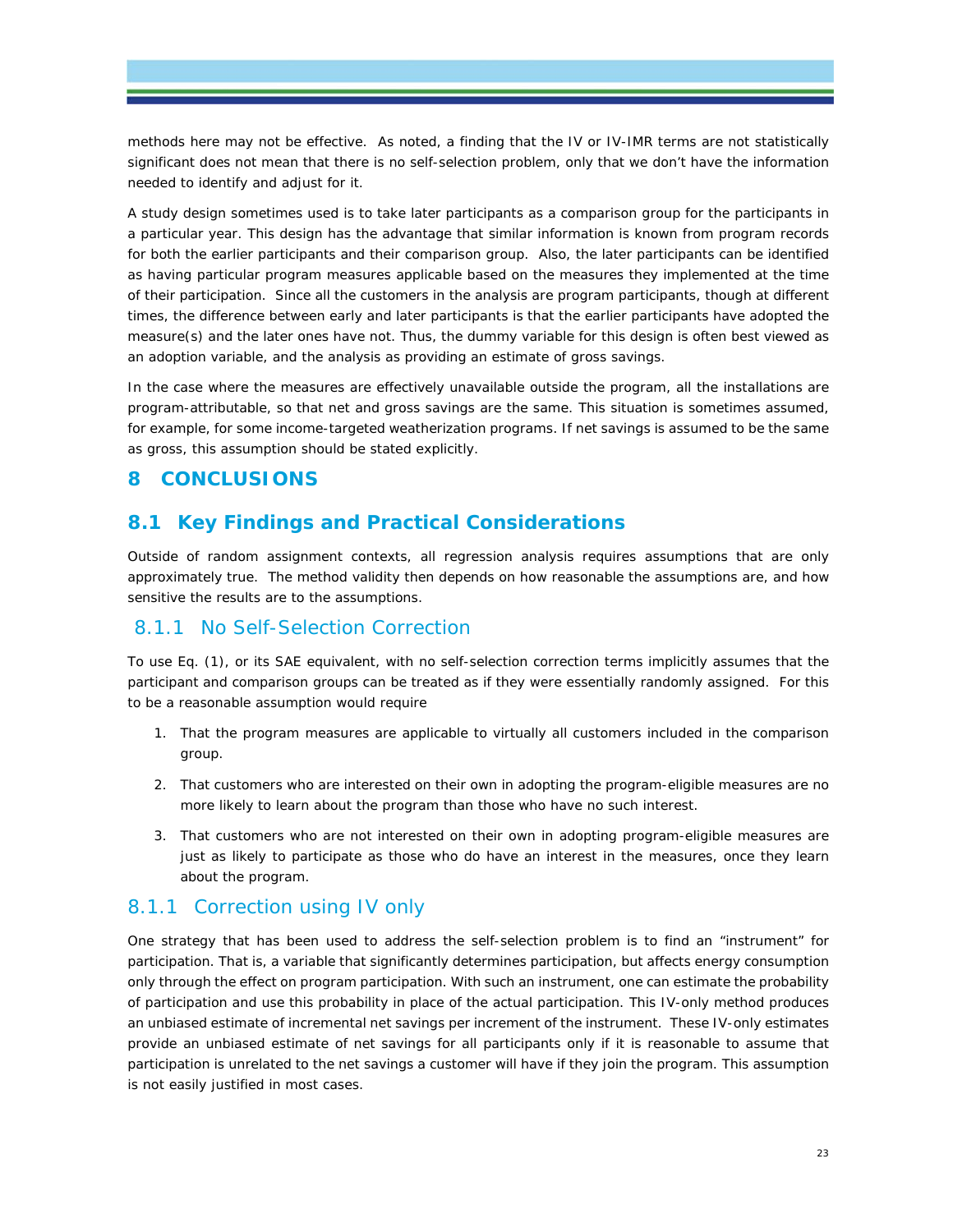methods here may not be effective. As noted, a finding that the IV or IV-IMR terms are not statistically significant does not mean that there is no self-selection problem, only that we don't have the information needed to identify and adjust for it.

A study design sometimes used is to take later participants as a comparison group for the participants in a particular year. This design has the advantage that similar information is known from program records for both the earlier participants and their comparison group. Also, the later participants can be identified as having particular program measures applicable based on the measures they implemented at the time of their participation. Since all the customers in the analysis are program participants, though at different times, the difference between early and later participants is that the earlier participants have adopted the measure(s) and the later ones have not. Thus, the dummy variable for this design is often best viewed as an adoption variable, and the analysis as providing an estimate of gross savings.

In the case where the measures are effectively unavailable outside the program, all the installations are program-attributable, so that net and gross savings are the same. This situation is sometimes assumed, for example, for some income-targeted weatherization programs. If net savings is assumed to be the same as gross, this assumption should be stated explicitly.

# 8 CONCLUSIONS

## 8.1 Key Findings and Practical Considerations

Outside of random assignment contexts, all regression analysis requires assumptions that are only approximately true. The method validity then depends on how reasonable the assumptions are, and how sensitive the results are to the assumptions.

### 8.1.1 No Self-Selection Correction

To use Eq. (1), or its SAE equivalent, with no self-selection correction terms implicitly assumes that the participant and comparison groups can be treated as if they were essentially randomly assigned. For this to be a reasonable assumption would require

1. That the program measures are applicable to virtually all customers included in the comparison group.
2. That customers who are interested on their own in adopting the program-eligible measures are no more likely to learn about the program than those who have no such interest.
3. That customers who are not interested on their own in adopting program-eligible measures are just as likely to participate as those who do have an interest in the measures, once they learn about the program.

### 8.1.1 Correction using IV only

One strategy that has been used to address the self-selection problem is to find an "instrument" for participation. That is, a variable that significantly determines participation, but affects energy consumption only through the effect on program participation. With such an instrument, one can estimate the probability of participation and use this probability in place of the actual participation. This IV-only method produces an unbiased estimate of incremental net savings per increment of the instrument. These IV-only estimates provide an unbiased estimate of net savings for all participants only if it is reasonable to assume that participation is unrelated to the net savings a customer will have if they join the program. This assumption is not easily justified in most cases.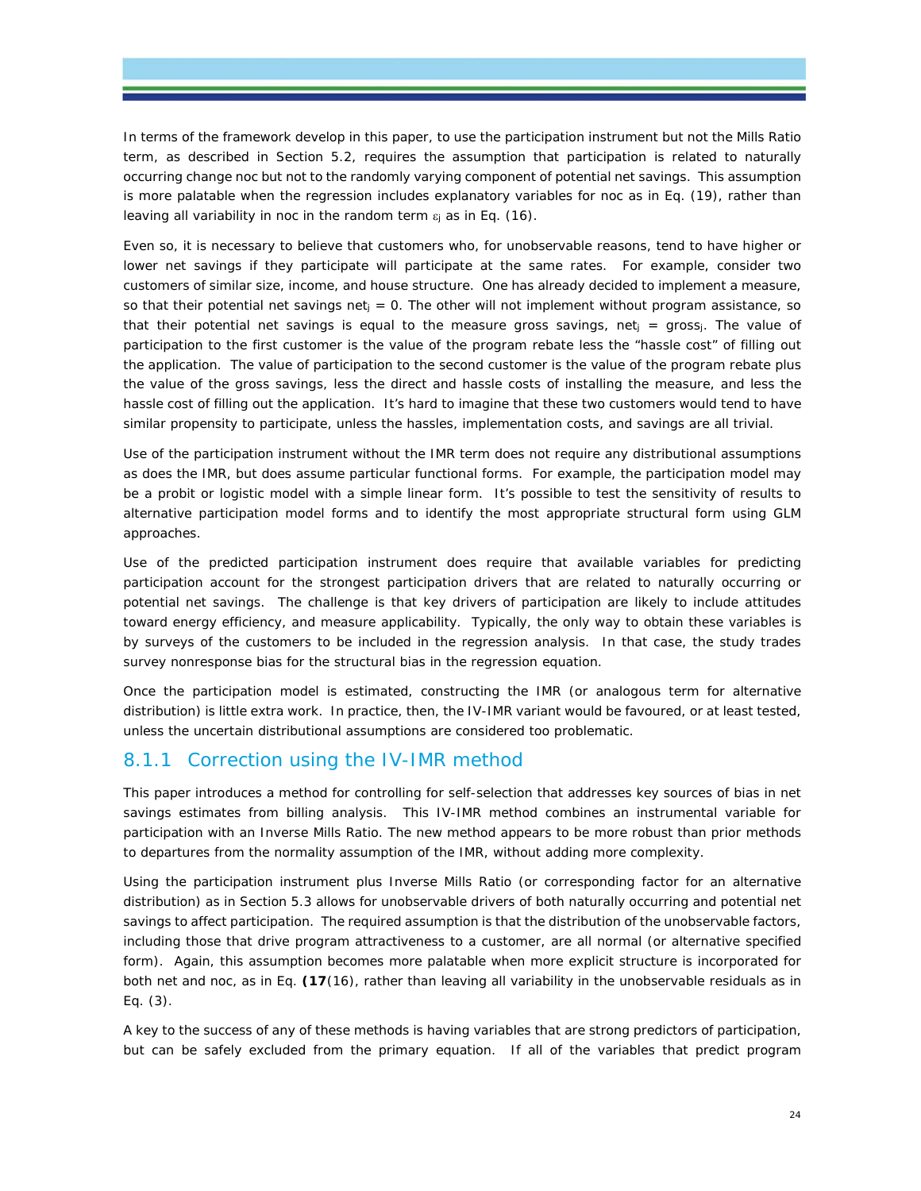In terms of the framework develop in this paper, to use the participation instrument but not the Mills Ratio term, as described in Section 5.2, requires the assumption that participation is related to naturally occurring change noc but not to the randomly varying component of potential net savings. This assumption is more palatable when the regression includes explanatory variables for noc as in Eq. (19), rather than leaving all variability in noc in the random term $\varepsilon_j$ as in Eq. (16).

Even so, it is necessary to believe that customers who, for unobservable reasons, tend to have higher or lower net savings if they participate will participate at the same rates. For example, consider two customers of similar size, income, and house structure. One has already decided to implement a measure, so that their potential net savings $net_j = 0$. The other will not implement without program assistance, so that their potential net savings is equal to the measure gross savings, $net_j = gross_j$. The value of participation to the first customer is the value of the program rebate less the "hassle cost" of filling out the application. The value of participation to the second customer is the value of the program rebate plus the value of the gross savings, less the direct and hassle costs of installing the measure, and less the hassle cost of filling out the application. It's hard to imagine that these two customers would tend to have similar propensity to participate, unless the hassles, implementation costs, and savings are all trivial.

Use of the participation instrument without the IMR term does not require any distributional assumptions as does the IMR, but does assume particular functional forms. For example, the participation model may be a probit or logistic model with a simple linear form. It's possible to test the sensitivity of results to alternative participation model forms and to identify the most appropriate structural form using GLM approaches.

Use of the predicted participation instrument does require that available variables for predicting participation account for the strongest participation drivers that are related to naturally occurring or potential net savings. The challenge is that key drivers of participation are likely to include attitudes toward energy efficiency, and measure applicability. Typically, the only way to obtain these variables is by surveys of the customers to be included in the regression analysis. In that case, the study trades survey nonresponse bias for the structural bias in the regression equation.

Once the participation model is estimated, constructing the IMR (or analogous term for alternative distribution) is little extra work. In practice, then, the IV-IMR variant would be favoured, or at least tested, unless the uncertain distributional assumptions are considered too problematic.

### 8.1.1 Correction using the IV-IMR method

This paper introduces a method for controlling for self-selection that addresses key sources of bias in net savings estimates from billing analysis. This IV-IMR method combines an instrumental variable for participation with an Inverse Mills Ratio. The new method appears to be more robust than prior methods to departures from the normality assumption of the IMR, without adding more complexity.

Using the participation instrument plus Inverse Mills Ratio (or corresponding factor for an alternative distribution) as in Section 5.3 allows for unobservable drivers of both naturally occurring and potential net savings to affect participation. The required assumption is that the distribution of the unobservable factors, including those that drive program attractiveness to a customer, are all normal (or alternative specified form). Again, this assumption becomes more palatable when more explicit structure is incorporated for both net and noc, as in Eq. **(17**(16), rather than leaving all variability in the unobservable residuals as in Eq. (3).

A key to the success of any of these methods is having variables that are strong predictors of participation, but can be safely excluded from the primary equation. If all of the variables that predict program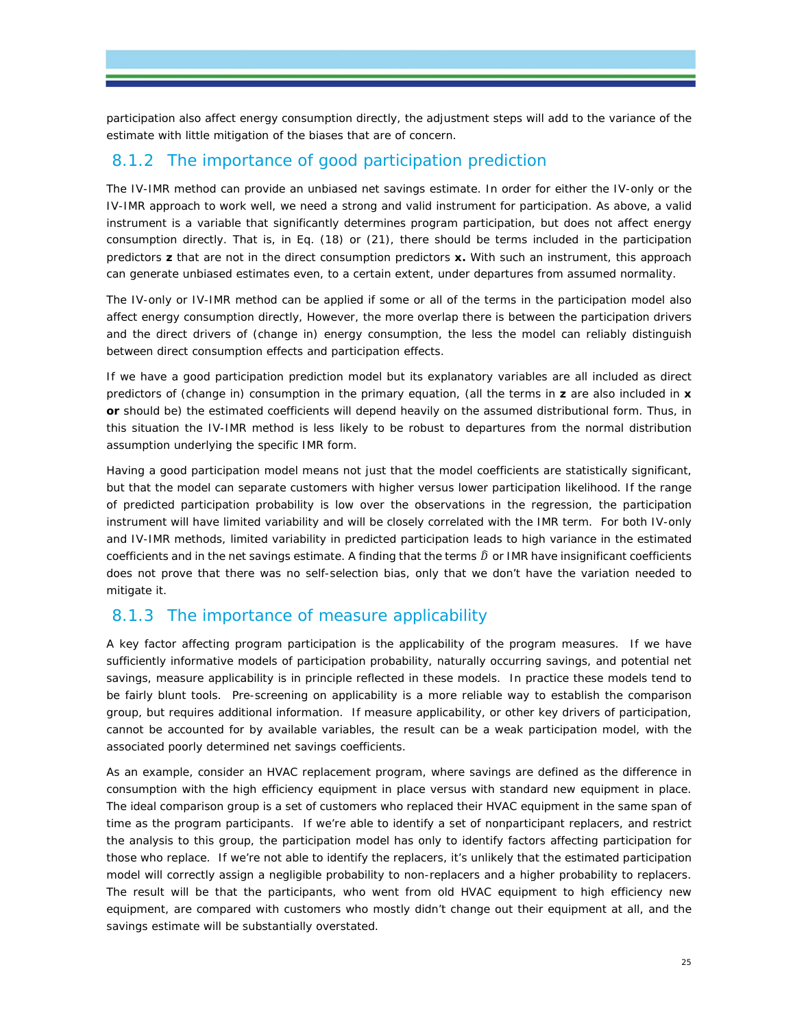participation also affect energy consumption directly, the adjustment steps will add to the variance of the estimate with little mitigation of the biases that are of concern.

### 8.1.2 The importance of good participation prediction

The IV-IMR method can provide an unbiased net savings estimate. In order for either the IV-only or the IV-IMR approach to work well, we need a strong and valid instrument for participation. As above, a valid instrument is a variable that significantly determines program participation, but does not affect energy consumption directly. That is, in Eq. (18) or (21), there should be terms included in the participation predictors **z** that are not in the direct consumption predictors **x.** With such an instrument, this approach can generate unbiased estimates even, to a certain extent, under departures from assumed normality.

The IV-only or IV-IMR method can be applied if some or all of the terms in the participation model also affect energy consumption directly, However, the more overlap there is between the participation drivers and the direct drivers of (change in) energy consumption, the less the model can reliably distinguish between direct consumption effects and participation effects.

If we have a good participation prediction model but its explanatory variables are all included as direct predictors of (change in) consumption in the primary equation, (all the terms in **z** are also included in **x or** should be) the estimated coefficients will depend heavily on the assumed distributional form. Thus, in this situation the IV-IMR method is less likely to be robust to departures from the normal distribution assumption underlying the specific IMR form.

Having a good participation model means not just that the model coefficients are statistically significant, but that the model can separate customers with higher versus lower participation likelihood. If the range of predicted participation probability is low over the observations in the regression, the participation instrument will have limited variability and will be closely correlated with the IMR term. For both IV-only and IV-IMR methods, limited variability in predicted participation leads to high variance in the estimated coefficients and in the net savings estimate. A finding that the terms $\hat{D}$ or IMR have insignificant coefficients does not prove that there was no self-selection bias, only that we don't have the variation needed to mitigate it.

### 8.1.3 The importance of measure applicability

A key factor affecting program participation is the applicability of the program measures. If we have sufficiently informative models of participation probability, naturally occurring savings, and potential net savings, measure applicability is in principle reflected in these models. In practice these models tend to be fairly blunt tools. Pre-screening on applicability is a more reliable way to establish the comparison group, but requires additional information. If measure applicability, or other key drivers of participation, cannot be accounted for by available variables, the result can be a weak participation model, with the associated poorly determined net savings coefficients.

As an example, consider an HVAC replacement program, where savings are defined as the difference in consumption with the high efficiency equipment in place versus with standard new equipment in place. The ideal comparison group is a set of customers who replaced their HVAC equipment in the same span of time as the program participants. If we're able to identify a set of nonparticipant replacers, and restrict the analysis to this group, the participation model has only to identify factors affecting participation for those who replace. If we're not able to identify the replacers, it's unlikely that the estimated participation model will correctly assign a negligible probability to non-replacers and a higher probability to replacers. The result will be that the participants, who went from old HVAC equipment to high efficiency new equipment, are compared with customers who mostly didn't change out their equipment at all, and the savings estimate will be substantially overstated.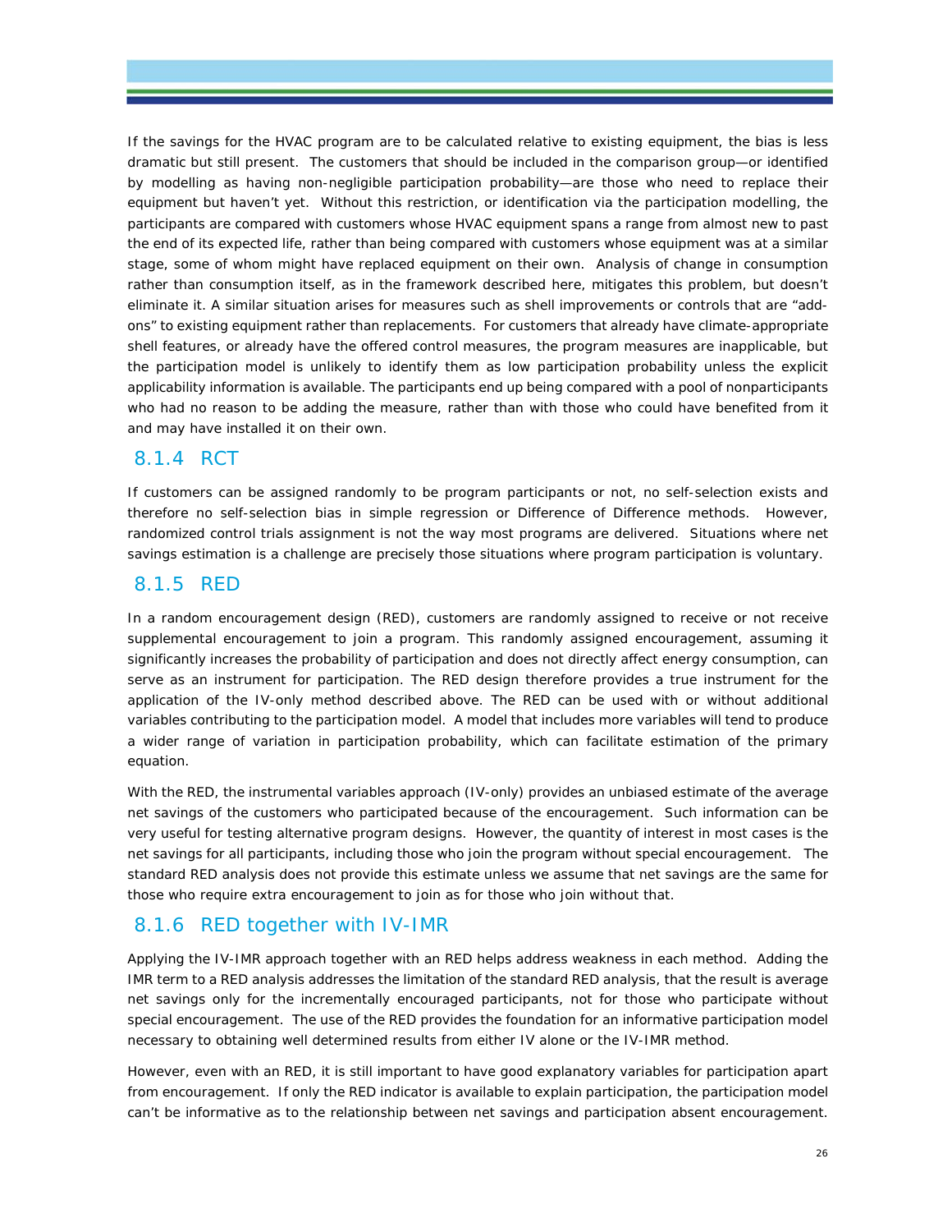If the savings for the HVAC program are to be calculated relative to existing equipment, the bias is less dramatic but still present. The customers that should be included in the comparison group—or identified by modelling as having non-negligible participation probability—are those who need to replace their equipment but haven't yet. Without this restriction, or identification via the participation modelling, the participants are compared with customers whose HVAC equipment spans a range from almost new to past the end of its expected life, rather than being compared with customers whose equipment was at a similar stage, some of whom might have replaced equipment on their own. Analysis of change in consumption rather than consumption itself, as in the framework described here, mitigates this problem, but doesn't eliminate it. A similar situation arises for measures such as shell improvements or controls that are "add-ons" to existing equipment rather than replacements. For customers that already have climate-appropriate shell features, or already have the offered control measures, the program measures are inapplicable, but the participation model is unlikely to identify them as low participation probability unless the explicit applicability information is available. The participants end up being compared with a pool of nonparticipants who had no reason to be adding the measure, rather than with those who could have benefited from it and may have installed it on their own.

### 8.1.4 RCT

If customers can be assigned randomly to be program participants or not, no self-selection exists and therefore no self-selection bias in simple regression or Difference of Difference methods. However, randomized control trials assignment is not the way most programs are delivered. Situations where net savings estimation is a challenge are precisely those situations where program participation is voluntary.

### 8.1.5 RED

In a random encouragement design (RED), customers are randomly assigned to receive or not receive supplemental encouragement to join a program. This randomly assigned encouragement, assuming it significantly increases the probability of participation and does not directly affect energy consumption, can serve as an instrument for participation. The RED design therefore provides a true instrument for the application of the IV-only method described above. The RED can be used with or without additional variables contributing to the participation model. A model that includes more variables will tend to produce a wider range of variation in participation probability, which can facilitate estimation of the primary equation.

With the RED, the instrumental variables approach (IV-only) provides an unbiased estimate of the average net savings of the customers who participated because of the encouragement. Such information can be very useful for testing alternative program designs. However, the quantity of interest in most cases is the net savings for all participants, including those who join the program without special encouragement. The standard RED analysis does not provide this estimate unless we assume that net savings are the same for those who require extra encouragement to join as for those who join without that.

### 8.1.6 RED together with IV-IMR

Applying the IV-IMR approach together with an RED helps address weakness in each method. Adding the IMR term to a RED analysis addresses the limitation of the standard RED analysis, that the result is average net savings only for the incrementally encouraged participants, not for those who participate without special encouragement. The use of the RED provides the foundation for an informative participation model necessary to obtaining well determined results from either IV alone or the IV-IMR method.

However, even with an RED, it is still important to have good explanatory variables for participation apart from encouragement. If only the RED indicator is available to explain participation, the participation model can't be informative as to the relationship between net savings and participation absent encouragement.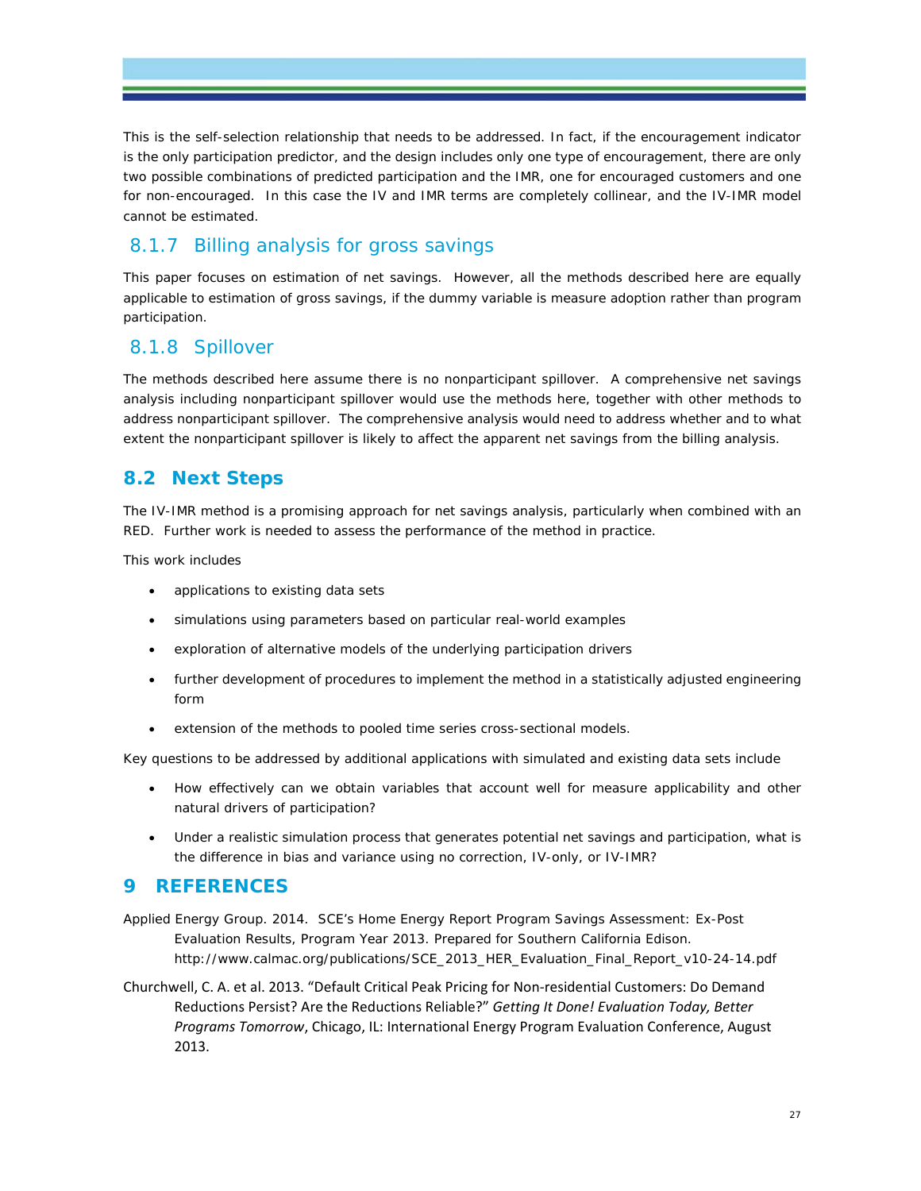This is the self-selection relationship that needs to be addressed. In fact, if the encouragement indicator is the only participation predictor, and the design includes only one type of encouragement, there are only two possible combinations of predicted participation and the IMR, one for encouraged customers and one for non-encouraged. In this case the IV and IMR terms are completely collinear, and the IV-IMR model cannot be estimated.

### 8.1.7 Billing analysis for gross savings

This paper focuses on estimation of net savings. However, all the methods described here are equally applicable to estimation of gross savings, if the dummy variable is measure adoption rather than program participation.

### 8.1.8 Spillover

The methods described here assume there is no nonparticipant spillover. A comprehensive net savings analysis including nonparticipant spillover would use the methods here, together with other methods to address nonparticipant spillover. The comprehensive analysis would need to address whether and to what extent the nonparticipant spillover is likely to affect the apparent net savings from the billing analysis.

## 8.2 Next Steps

The IV-IMR method is a promising approach for net savings analysis, particularly when combined with an RED. Further work is needed to assess the performance of the method in practice.

This work includes

- applications to existing data sets
- simulations using parameters based on particular real-world examples
- exploration of alternative models of the underlying participation drivers
- further development of procedures to implement the method in a statistically adjusted engineering form
- extension of the methods to pooled time series cross-sectional models.

Key questions to be addressed by additional applications with simulated and existing data sets include

- How effectively can we obtain variables that account well for measure applicability and other natural drivers of participation?
- Under a realistic simulation process that generates potential net savings and participation, what is the difference in bias and variance using no correction, IV-only, or IV-IMR?

# 9 REFERENCES

Applied Energy Group. 2014. SCE's Home Energy Report Program Savings Assessment: Ex-Post Evaluation Results, Program Year 2013. Prepared for Southern California Edison. http://www.calmac.org/publications/SCE_2013_HER_Evaluation_Final_Report_v10-24-14.pdf

Churchwell, C. A. et al. 2013. "Default Critical Peak Pricing for Non-residential Customers: Do Demand Reductions Persist? Are the Reductions Reliable?" *Getting It Done! Evaluation Today, Better Programs Tomorrow*, Chicago, IL: International Energy Program Evaluation Conference, August 2013.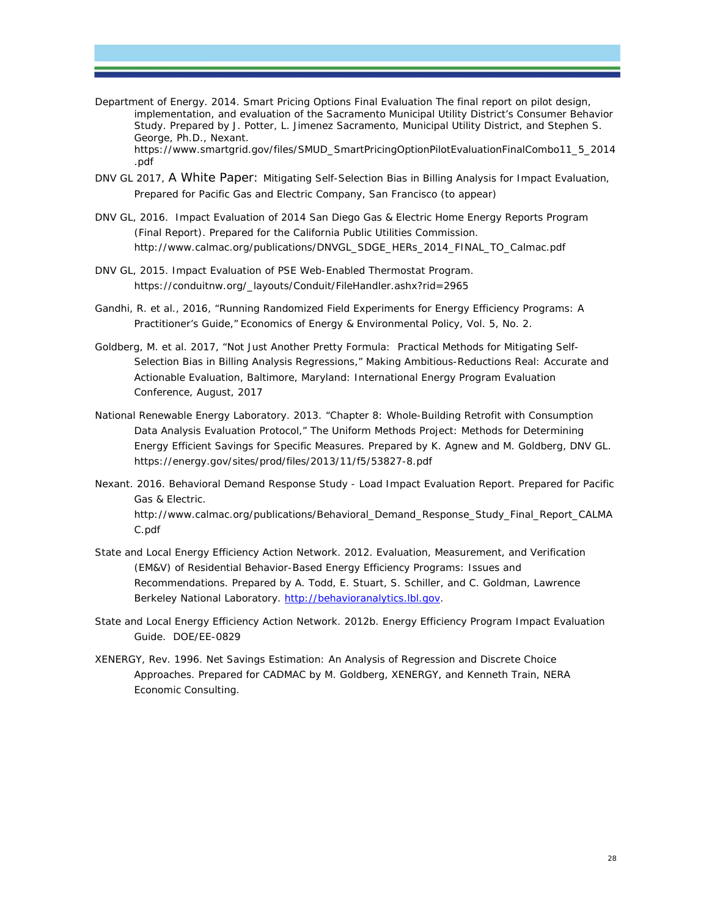Department of Energy. 2014. Smart Pricing Options Final Evaluation The final report on pilot design, implementation, and evaluation of the Sacramento Municipal Utility District's Consumer Behavior Study. Prepared by J. Potter, L. Jimenez Sacramento, Municipal Utility District, and Stephen S. George, Ph.D., Nexant. https://www.smartgrid.gov/files/SMUD_SmartPricingOptionPilotEvaluationFinalCombo11_5_2014.pdf

DNV GL 2017, A White Paper: Mitigating Self-Selection Bias in Billing Analysis for Impact Evaluation, Prepared for Pacific Gas and Electric Company, San Francisco (to appear)

DNV GL, 2016. Impact Evaluation of 2014 San Diego Gas & Electric Home Energy Reports Program (Final Report). Prepared for the California Public Utilities Commission. http://www.calmac.org/publications/DNVGL_SDGE_HERs_2014_FINAL_TO_Calmac.pdf

DNV GL, 2015. Impact Evaluation of PSE Web-Enabled Thermostat Program. https://conduitnw.org/_layouts/Conduit/FileHandler.ashx?rid=2965

Gandhi, R. et al., 2016, "Running Randomized Field Experiments for Energy Efficiency Programs: A Practitioner's Guide," Economics of Energy & Environmental Policy, Vol. 5, No. 2.

Goldberg, M. et al. 2017, "Not Just Another Pretty Formula: Practical Methods for Mitigating Self-Selection Bias in Billing Analysis Regressions," Making Ambitious-Reductions Real: Accurate and Actionable Evaluation, Baltimore, Maryland: International Energy Program Evaluation Conference, August, 2017

National Renewable Energy Laboratory. 2013. "Chapter 8: Whole-Building Retrofit with Consumption Data Analysis Evaluation Protocol," The Uniform Methods Project: Methods for Determining Energy Efficient Savings for Specific Measures. Prepared by K. Agnew and M. Goldberg, DNV GL. https://energy.gov/sites/prod/files/2013/11/f5/53827-8.pdf

Nexant. 2016. Behavioral Demand Response Study - Load Impact Evaluation Report. Prepared for Pacific Gas & Electric. http://www.calmac.org/publications/Behavioral_Demand_Response_Study_Final_Report_CALMAC.pdf

State and Local Energy Efficiency Action Network. 2012. Evaluation, Measurement, and Verification (EM&V) of Residential Behavior-Based Energy Efficiency Programs: Issues and Recommendations. Prepared by A. Todd, E. Stuart, S. Schiller, and C. Goldman, Lawrence Berkeley National Laboratory. [http://behavioranalytics.lbl.gov](http://behavioranalytics.lbl.gov).

State and Local Energy Efficiency Action Network. 2012b. Energy Efficiency Program Impact Evaluation Guide. DOE/EE-0829

XENERGY, Rev. 1996. Net Savings Estimation: An Analysis of Regression and Discrete Choice Approaches. Prepared for CADMAC by M. Goldberg, XENERGY, and Kenneth Train, NERA Economic Consulting.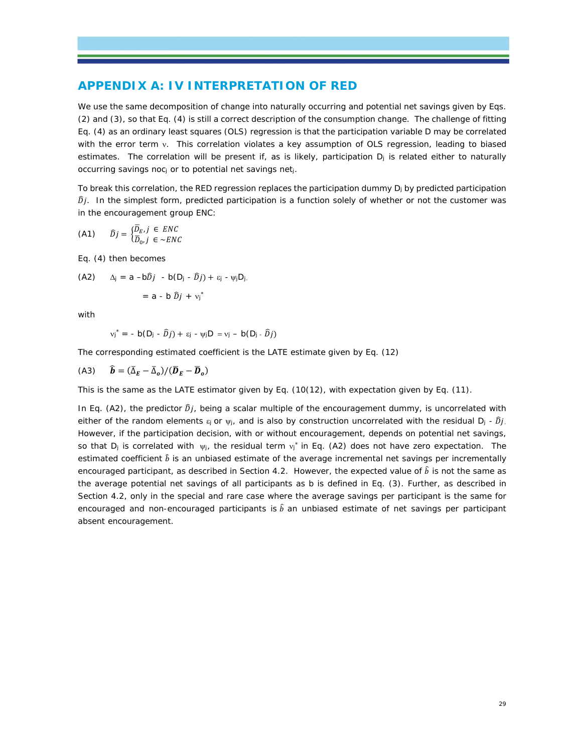# APPENDIX A: IV INTERPRETATION OF RED

We use the same decomposition of change into naturally occurring and potential net savings given by Eqs. (2) and (3), so that Eq. (4) is still a correct description of the consumption change. The challenge of fitting Eq. (4) as an ordinary least squares (OLS) regression is that the participation variable D may be correlated with the error term $\nu$. This correlation violates a key assumption of OLS regression, leading to biased estimates. The correlation will be present if, as is likely, participation $D_j$ is related either to naturally occurring savings $noc_j$ or to potential net savings $net_j$.

To break this correlation, the RED regression replaces the participation dummy $D_j$ by predicted participation $\hat{D}j$. In the simplest form, predicted participation is a function solely of whether or not the customer was in the encouragement group ENC:

(A1) $$\hat{D}j = \begin{cases} \bar{D}_E, j \in ENC \\ \bar{D}_0, j \in \sim ENC \end{cases}$$

Eq. (4) then becomes

(A2) $$\Delta_j = a - b\hat{D}j - b(D_j - \hat{D}j) + \varepsilon_j - \psi_j D_j.$$

$$= a - b\,\hat{D}j + \nu_j^*$$

with

$$\nu_j^* = - b(D_j - \hat{D}j) + \varepsilon_j - \psi_j D = \nu_j - b(D_j - \hat{D}j)$$

The corresponding estimated coefficient is the LATE estimate given by Eq. (12)

(A3) $$\hat{\boldsymbol{b}} = (\bar{\Delta}_{\boldsymbol{E}} - \bar{\Delta}_{\boldsymbol{o}})/(\bar{\boldsymbol{D}}_{\boldsymbol{E}} - \bar{\boldsymbol{D}}_{\boldsymbol{o}})$$

This is the same as the LATE estimator given by Eq. (10(12), with expectation given by Eq. (11).

In Eq. (A2), the predictor $\hat{D}j$, being a scalar multiple of the encouragement dummy, is uncorrelated with either of the random elements $\varepsilon_j$ or $\psi_j$, and is also by construction uncorrelated with the residual $D_j - \hat{D}j$. However, if the participation decision, with or without encouragement, depends on potential net savings, so that $D_j$ is correlated with $\psi_j$, the residual term $\nu_j^*$ in Eq. (A2) does not have zero expectation. The estimated coefficient $\hat{b}$ is an unbiased estimate of the average incremental net savings per incrementally encouraged participant, as described in Section 4.2. However, the expected value of $\hat{b}$ is not the same as the average potential net savings of all participants as b is defined in Eq. (3). Further, as described in Section 4.2, only in the special and rare case where the average savings per participant is the same for encouraged and non-encouraged participants is $\hat{b}$ an unbiased estimate of net savings per participant absent encouragement.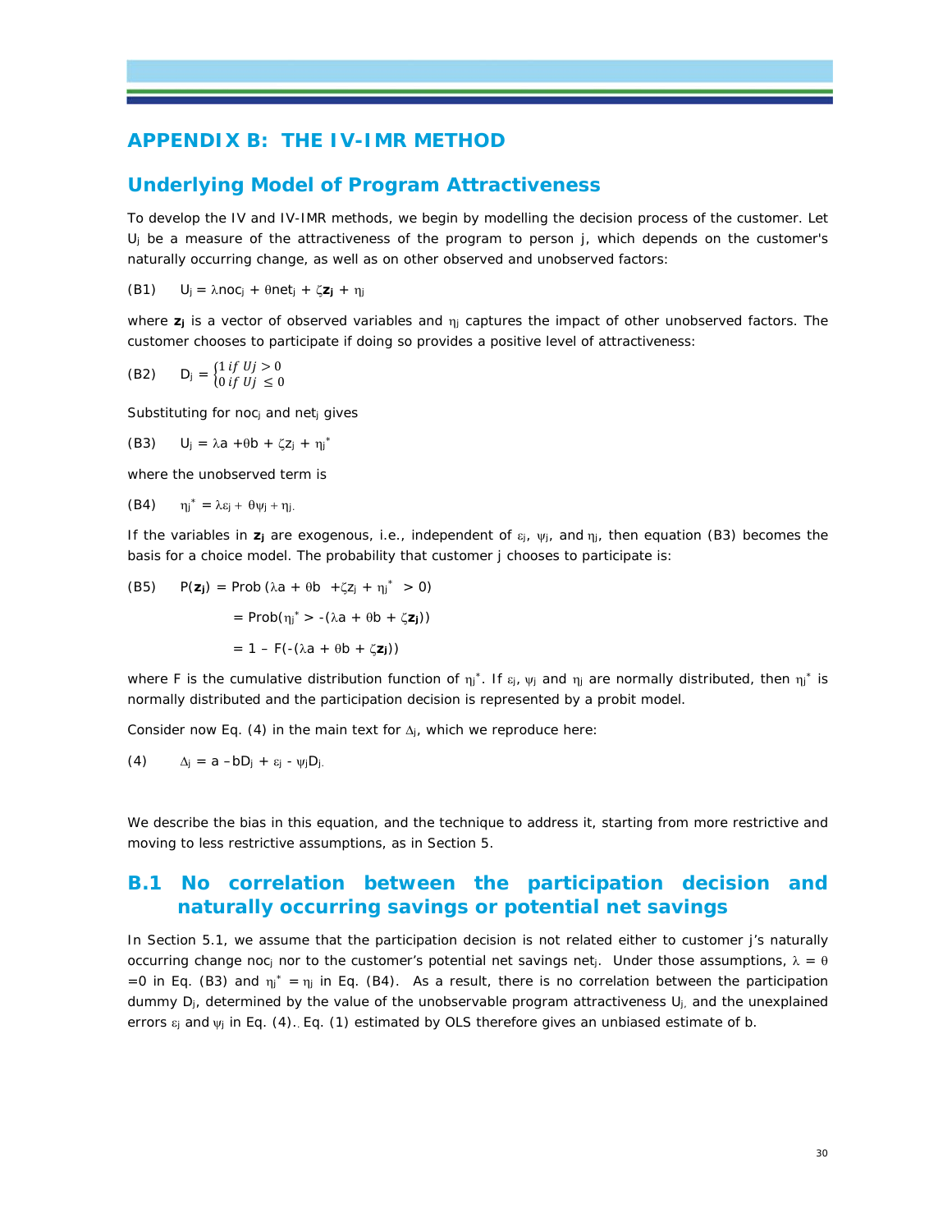# APPENDIX B: THE IV-IMR METHOD

## Underlying Model of Program Attractiveness

To develop the IV and IV-IMR methods, we begin by modelling the decision process of the customer. Let $U_j$ be a measure of the attractiveness of the program to person j, which depends on the customer's naturally occurring change, as well as on other observed and unobserved factors:

(B1) $U_j = \lambda noc_j + \theta net_j + \zeta \mathbf{z_j} + \eta_j$

where $\mathbf{z_j}$ is a vector of observed variables and $\eta_j$ captures the impact of other unobserved factors. The customer chooses to participate if doing so provides a positive level of attractiveness:

(B2) $D_j = \begin{cases} 1 \; if \; Uj > 0 \\ 0 \; if \; Uj \leq 0 \end{cases}$

Substituting for $noc_j$ and $net_j$ gives

(B3) $U_j = \lambda a + \theta b + \zeta z_j + \eta_j^*$

where the unobserved term is

(B4) $\eta_j^* = \lambda \varepsilon_j + \theta \psi_j + \eta_j.$

If the variables in $\mathbf{z_j}$ are exogenous, i.e., independent of $\varepsilon_j$, $\psi_j$, and $\eta_j$, then equation (B3) becomes the basis for a choice model. The probability that customer j chooses to participate is:

(B5) $P(\mathbf{z_j}) = \text{Prob}(\lambda a + \theta b + \zeta z_j + \eta_j^* > 0)$

$= \text{Prob}(\eta_j^* > -(\lambda a + \theta b + \zeta \mathbf{z_j}))$

$= 1 - F(-(\lambda a + \theta b + \zeta \mathbf{z_j}))$

where F is the cumulative distribution function of $\eta_j^*$. If $\varepsilon_j$, $\psi_j$ and $\eta_j$ are normally distributed, then $\eta_j^*$ is normally distributed and the participation decision is represented by a probit model.

Consider now Eq. (4) in the main text for $\Delta_j$, which we reproduce here:

(4) $\Delta_j = a - bD_j + \varepsilon_j - \psi_j D_j.$

We describe the bias in this equation, and the technique to address it, starting from more restrictive and moving to less restrictive assumptions, as in Section 5.

## B.1 No correlation between the participation decision and naturally occurring savings or potential net savings

In Section 5.1, we assume that the participation decision is not related either to customer j's naturally occurring change $noc_j$ nor to the customer's potential net savings $net_j$. Under those assumptions, $\lambda = \theta = 0$ in Eq. (B3) and $\eta_j^* = \eta_j$ in Eq. (B4). As a result, there is no correlation between the participation dummy $D_j$, determined by the value of the unobservable program attractiveness $U_j$, and the unexplained errors $\varepsilon_j$ and $\psi_j$ in Eq. (4).. Eq. (1) estimated by OLS therefore gives an unbiased estimate of b.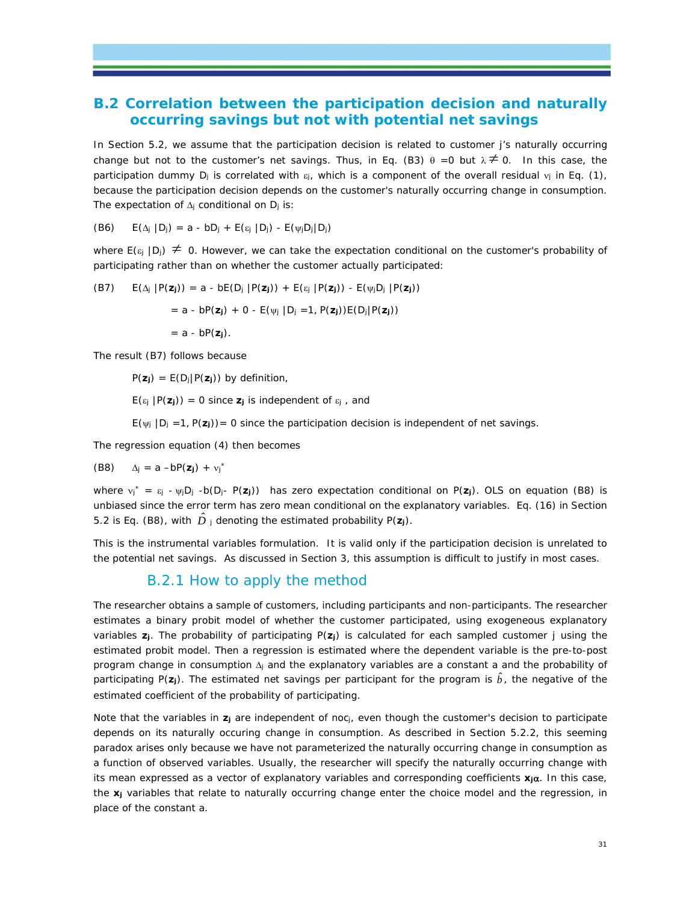## B.2 Correlation between the participation decision and naturally occurring savings but not with potential net savings

In Section 5.2, we assume that the participation decision is related to customer j's naturally occurring change but not to the customer's net savings. Thus, in Eq. (B3) $\theta = 0$ but $\lambda \neq 0$. In this case, the participation dummy $D_j$ is correlated with $\varepsilon_j$, which is a component of the overall residual $\nu_j$ in Eq. (1), because the participation decision depends on the customer's naturally occurring change in consumption. The expectation of $\Delta_j$ conditional on $D_j$ is:

$$\text{(B6)} \quad E(\Delta_j \mid D_j) = a - bD_j + E(\varepsilon_j \mid D_j) - E(\psi_j D_j \mid D_j)$$

where $E(\varepsilon_j \mid D_j) \neq 0$. However, we can take the expectation conditional on the customer's probability of participating rather than on whether the customer actually participated:

$$\text{(B7)} \quad E(\Delta_j \mid P(\mathbf{z_j})) = a - bE(D_j \mid P(\mathbf{z_j})) + E(\varepsilon_j \mid P(\mathbf{z_j})) - E(\psi_j D_j \mid P(\mathbf{z_j}))$$

$$= a - bP(\mathbf{z_j}) + 0 - E(\psi_j \mid D_j = 1, P(\mathbf{z_j}))E(D_j \mid P(\mathbf{z_j}))$$

$$= a - bP(\mathbf{z_j}).$$

The result (B7) follows because

$P(\mathbf{z_j}) = E(D_j \mid P(\mathbf{z_j}))$ by definition,

$E(\varepsilon_j \mid P(\mathbf{z_j})) = 0$ since $\mathbf{z_j}$ is independent of $\varepsilon_j$, and

$E(\psi_j \mid D_j = 1, P(\mathbf{z_j})) = 0$ since the participation decision is independent of net savings.

The regression equation (4) then becomes

$$\text{(B8)} \quad \Delta_j = a - bP(\mathbf{z_j}) + \nu_j^*$$

where $\nu_j^* = \varepsilon_j - \psi_j D_j - b(D_j - P(\mathbf{z_j}))$ has zero expectation conditional on $P(\mathbf{z_j})$. OLS on equation (B8) is unbiased since the error term has zero mean conditional on the explanatory variables. Eq. (16) in Section 5.2 is Eq. (B8), with $\hat{D}_j$ denoting the estimated probability $P(\mathbf{z_j})$.

This is the instrumental variables formulation. It is valid only if the participation decision is unrelated to the potential net savings. As discussed in Section 3, this assumption is difficult to justify in most cases.

### B.2.1 How to apply the method

The researcher obtains a sample of customers, including participants and non-participants. The researcher estimates a binary probit model of whether the customer participated, using exogeneous explanatory variables $\mathbf{z_j}$. The probability of participating $P(\mathbf{z_j})$ is calculated for each sampled customer j using the estimated probit model. Then a regression is estimated where the dependent variable is the pre-to-post program change in consumption $\Delta_j$ and the explanatory variables are a constant a and the probability of participating $P(\mathbf{z_j})$. The estimated net savings per participant for the program is $\hat{b}$, the negative of the estimated coefficient of the probability of participating.

Note that the variables in $\mathbf{z_j}$ are independent of $noc_j$, even though the customer's decision to participate depends on its naturally occuring change in consumption. As described in Section 5.2.2, this seeming paradox arises only because we have not parameterized the naturally occurring change in consumption as a function of observed variables. Usually, the researcher will specify the naturally occurring change with its mean expressed as a vector of explanatory variables and corresponding coefficients $\mathbf{x_j \alpha}$. In this case, the $\mathbf{x_j}$ variables that relate to naturally occurring change enter the choice model and the regression, in place of the constant a.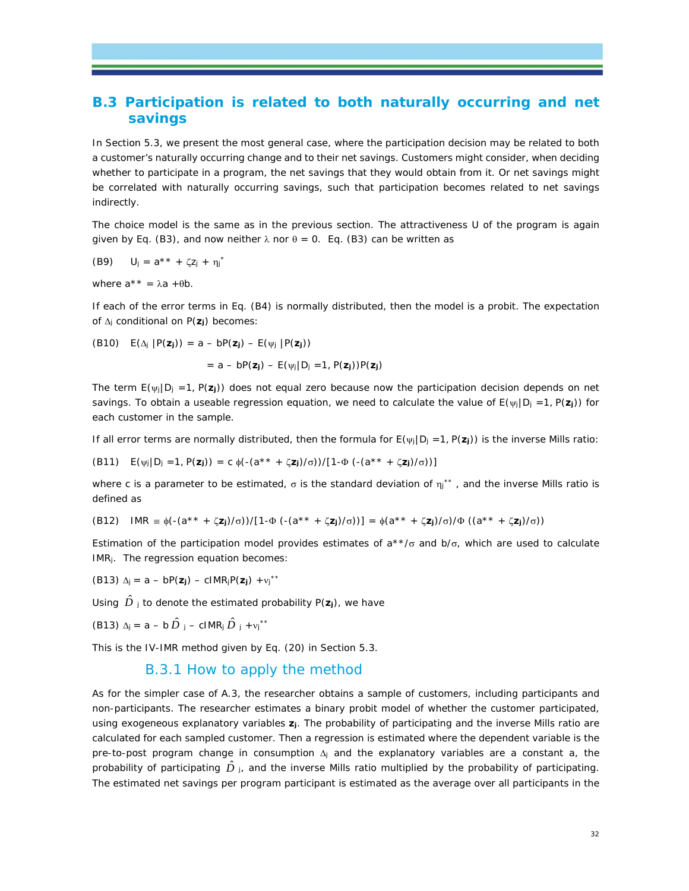## B.3 Participation is related to both naturally occurring and net savings

In Section 5.3, we present the most general case, where the participation decision may be related to both a customer's naturally occurring change and to their net savings. Customers might consider, when deciding whether to participate in a program, the net savings that they would obtain from it. Or net savings might be correlated with naturally occurring savings, such that participation becomes related to net savings indirectly.

The choice model is the same as in the previous section. The attractiveness U of the program is again given by Eq. (B3), and now neither $\lambda$ nor $\theta = 0$. Eq. (B3) can be written as

(B9) $U_j = a^{**} + \zeta z_j + \eta_j^*$

where $a^{**} = \lambda a + \theta b$.

If each of the error terms in Eq. (B4) is normally distributed, then the model is a probit. The expectation of $\Delta_j$ conditional on $P(\mathbf{z_j})$ becomes:

(B10) $E(\Delta_j \mid P(\mathbf{z_j})) = a - bP(\mathbf{z_j}) - E(\psi_j \mid P(\mathbf{z_j}))$

$= a - bP(\mathbf{z_j}) - E(\psi_j \mid D_j = 1, P(\mathbf{z_j}))P(\mathbf{z_j})$

The term $E(\psi_j \mid D_j = 1, P(\mathbf{z_j}))$ does not equal zero because now the participation decision depends on net savings. To obtain a useable regression equation, we need to calculate the value of $E(\psi_j \mid D_j = 1, P(\mathbf{z_j}))$ for each customer in the sample.

If all error terms are normally distributed, then the formula for $E(\psi_j \mid D_j = 1, P(\mathbf{z_j}))$ is the inverse Mills ratio:

(B11) $E(\psi_j \mid D_j = 1, P(\mathbf{z_j})) = c\, \phi(-(a^{**} + \zeta \mathbf{z_j})/\sigma))/[1 - \Phi(-(a^{**} + \zeta \mathbf{z_j})/\sigma))]$

where c is a parameter to be estimated, $\sigma$ is the standard deviation of $\eta_j^{**}$, and the inverse Mills ratio is defined as

(B12) $IMR \equiv \phi(-(a^{**} + \zeta \mathbf{z_j})/\sigma))/[1 - \Phi(-(a^{**} + \zeta \mathbf{z_j})/\sigma))] = \phi(a^{**} + \zeta \mathbf{z_j})/\sigma)/\Phi((a^{**} + \zeta \mathbf{z_j})/\sigma))$

Estimation of the participation model provides estimates of $a^{**}/\sigma$ and $b/\sigma$, which are used to calculate $IMR_j$. The regression equation becomes:

(B13) $\Delta_j = a - bP(\mathbf{z_j}) - cIMR_j P(\mathbf{z_j}) + \nu_j^{**}$

Using $\hat{D}_j$ to denote the estimated probability $P(\mathbf{z_j})$, we have

(B13) $\Delta_j = a - b\hat{D}_j - cIMR_j \hat{D}_j + \nu_j^{**}$

This is the IV-IMR method given by Eq. (20) in Section 5.3.

### B.3.1 How to apply the method

As for the simpler case of A.3, the researcher obtains a sample of customers, including participants and non-participants. The researcher estimates a binary probit model of whether the customer participated, using exogeneous explanatory variables $\mathbf{z_j}$. The probability of participating and the inverse Mills ratio are calculated for each sampled customer. Then a regression is estimated where the dependent variable is the pre-to-post program change in consumption $\Delta_j$ and the explanatory variables are a constant a, the probability of participating $\hat{D}_j$, and the inverse Mills ratio multiplied by the probability of participating. The estimated net savings per program participant is estimated as the average over all participants in the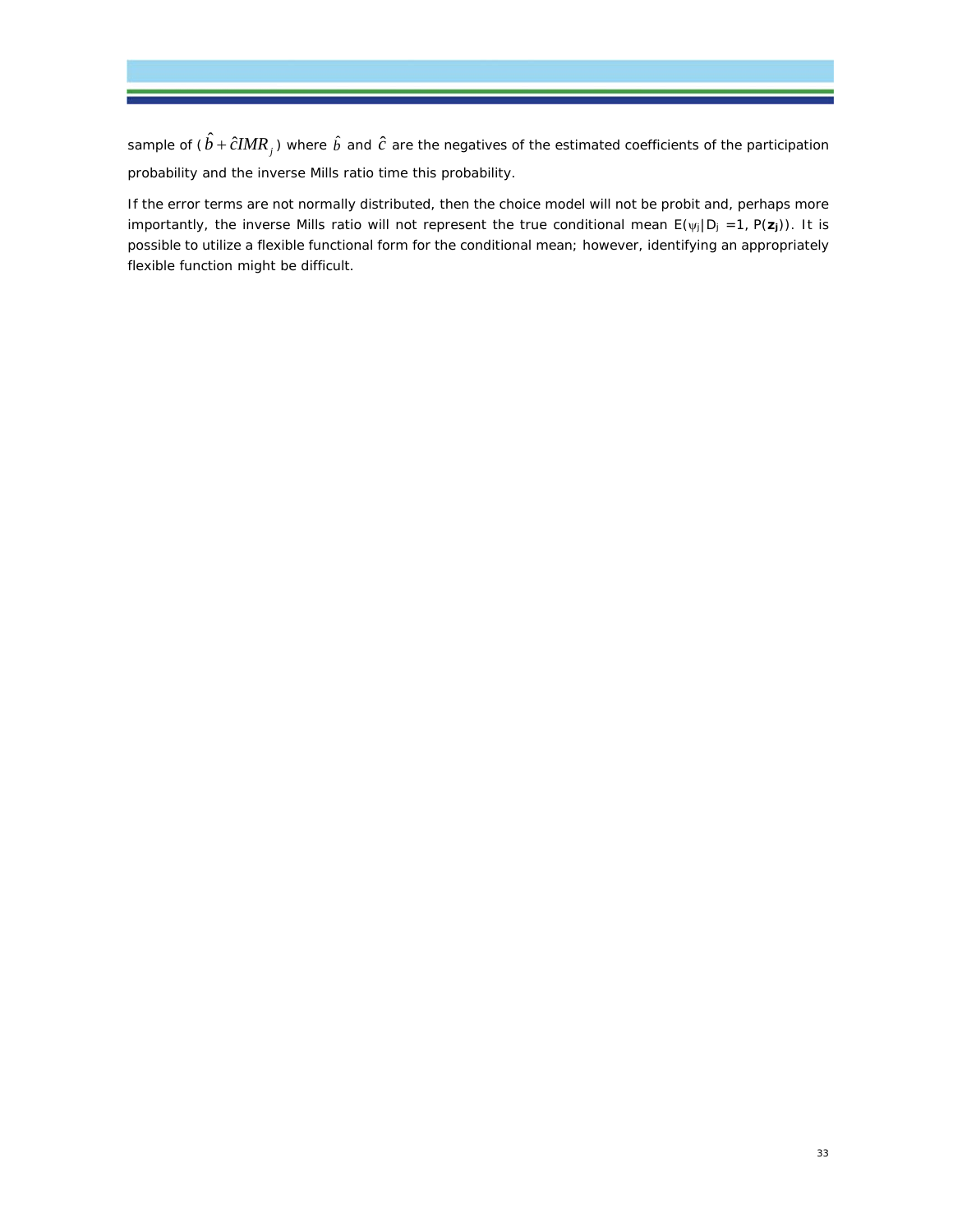sample of ( $\hat{b} + \hat{c}IMR_j$ ) where $\hat{b}$ and $\hat{c}$ are the negatives of the estimated coefficients of the participation probability and the inverse Mills ratio time this probability.

If the error terms are not normally distributed, then the choice model will not be probit and, perhaps more importantly, the inverse Mills ratio will not represent the true conditional mean $E(\psi_j | D_j = 1, P(\mathbf{z_j}))$. It is possible to utilize a flexible functional form for the conditional mean; however, identifying an appropriately flexible function might be difficult.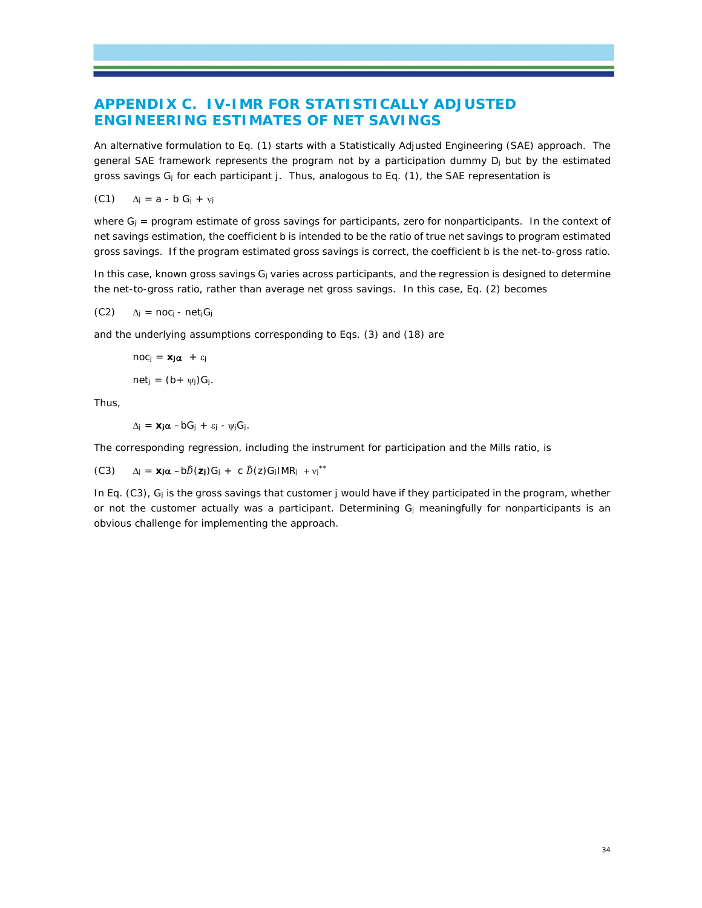# APPENDIX C. IV-IMR FOR STATISTICALLY ADJUSTED ENGINEERING ESTIMATES OF NET SAVINGS

An alternative formulation to Eq. (1) starts with a Statistically Adjusted Engineering (SAE) approach. The general SAE framework represents the program not by a participation dummy $D_j$ but by the estimated gross savings $G_j$ for each participant j. Thus, analogous to Eq. (1), the SAE representation is

(C1) $\Delta_j = a - b\ G_j + \nu_j$

where $G_j$ = program estimate of gross savings for participants, zero for nonparticipants. In the context of net savings estimation, the coefficient b is intended to be the ratio of true net savings to program estimated gross savings. If the program estimated gross savings is correct, the coefficient b is the net-to-gross ratio.

In this case, known gross savings $G_j$ varies across participants, and the regression is designed to determine the net-to-gross ratio, rather than average net gross savings. In this case, Eq. (2) becomes

(C2) $\Delta_j = noc_j - net_j G_j$

and the underlying assumptions corresponding to Eqs. (3) and (18) are

$$noc_j = \mathbf{x_j \alpha} + \varepsilon_j$$

$$net_j = (b + \psi_j)G_j.$$

Thus,

$$\Delta_j = \mathbf{x_j \alpha} - bG_j + \varepsilon_j - \psi_j G_j.$$

The corresponding regression, including the instrument for participation and the Mills ratio, is

(C3) $\Delta_j = \mathbf{x_j \alpha} - b\hat{D}(\mathbf{z_j})G_j + c\ \hat{D}(z)G_j IMR_j + \nu_j^{**}$

In Eq. (C3), $G_j$ is the gross savings that customer j would have if they participated in the program, whether or not the customer actually was a participant. Determining $G_j$ meaningfully for nonparticipants is an obvious challenge for implementing the approach.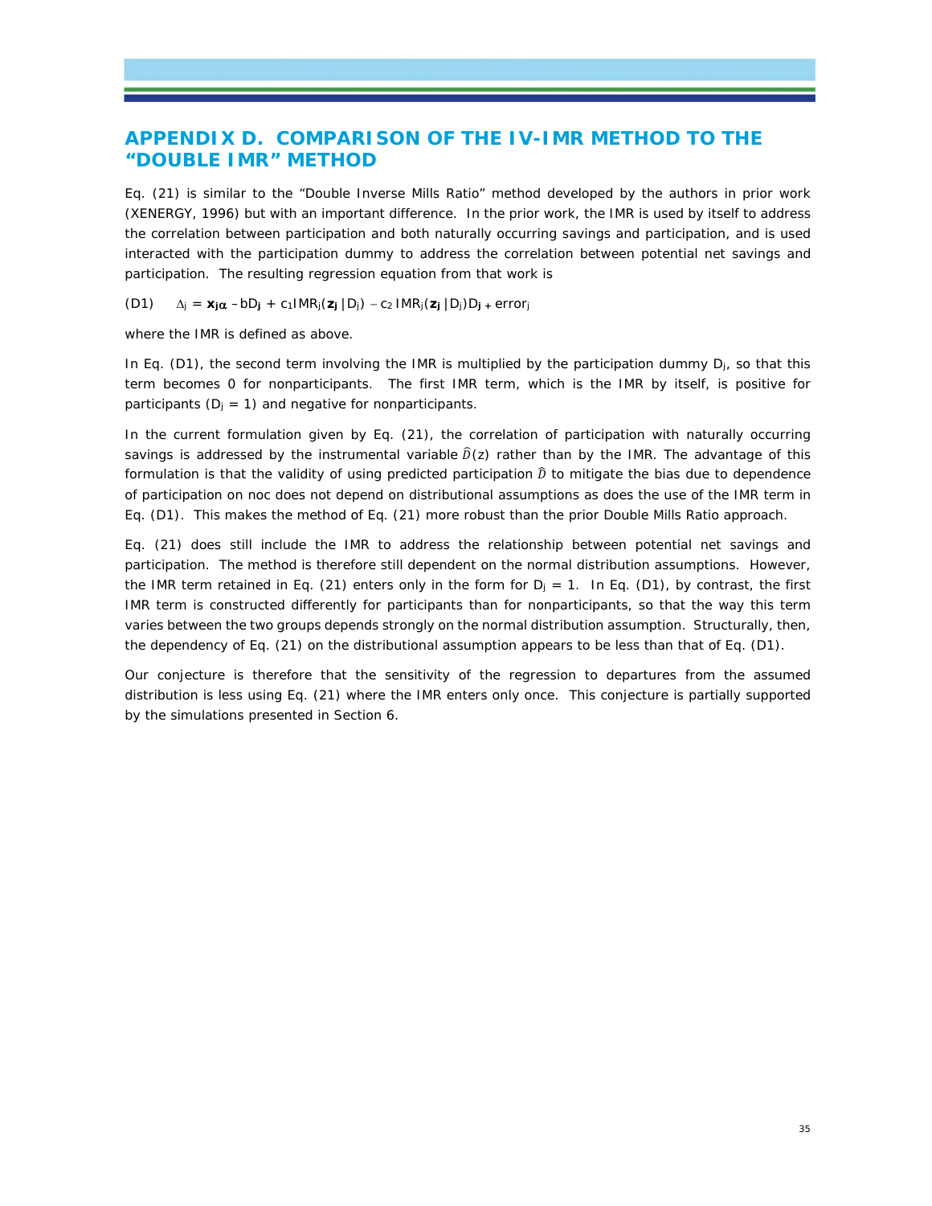# APPENDIX D. COMPARISON OF THE IV-IMR METHOD TO THE "DOUBLE IMR" METHOD

Eq. (21) is similar to the "Double Inverse Mills Ratio" method developed by the authors in prior work (XENERGY, 1996) but with an important difference. In the prior work, the IMR is used by itself to address the correlation between participation and both naturally occurring savings and participation, and is used interacted with the participation dummy to address the correlation between potential net savings and participation. The resulting regression equation from that work is

(D1) $\quad \Delta_j = \mathbf{x_j\alpha} - bD_j + c_1 IMR_j(\mathbf{z_j}\,|\,D_j) - c_2\, IMR_j(\mathbf{z_j}\,|\,D_j)D_j + error_j$

where the IMR is defined as above.

In Eq. (D1), the second term involving the IMR is multiplied by the participation dummy $D_j$, so that this term becomes 0 for nonparticipants. The first IMR term, which is the IMR by itself, is positive for participants ($D_j = 1$) and negative for nonparticipants.

In the current formulation given by Eq. (21), the correlation of participation with naturally occurring savings is addressed by the instrumental variable $\widehat{D}(z)$ rather than by the IMR. The advantage of this formulation is that the validity of using predicted participation $\widehat{D}$ to mitigate the bias due to dependence of participation on noc does not depend on distributional assumptions as does the use of the IMR term in Eq. (D1). This makes the method of Eq. (21) more robust than the prior Double Mills Ratio approach.

Eq. (21) does still include the IMR to address the relationship between potential net savings and participation. The method is therefore still dependent on the normal distribution assumptions. However, the IMR term retained in Eq. (21) enters only in the form for $D_j = 1$. In Eq. (D1), by contrast, the first IMR term is constructed differently for participants than for nonparticipants, so that the way this term varies between the two groups depends strongly on the normal distribution assumption. Structurally, then, the dependency of Eq. (21) on the distributional assumption appears to be less than that of Eq. (D1).

Our conjecture is therefore that the sensitivity of the regression to departures from the assumed distribution is less using Eq. (21) where the IMR enters only once. This conjecture is partially supported by the simulations presented in Section 6.